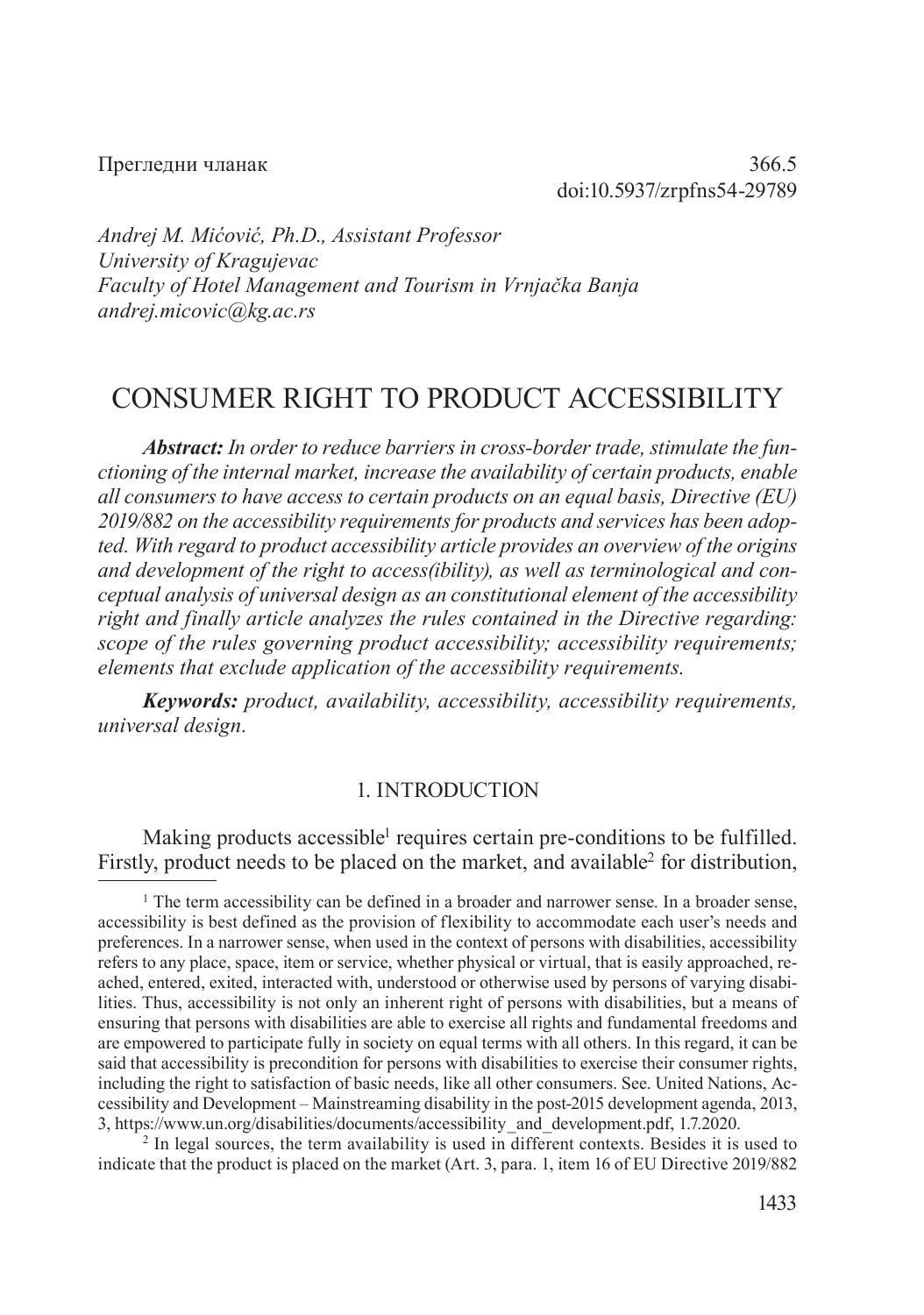Прегледни чланак

366.5

doi:10.5937/zrpfns54-29789

*Andrej M. Mićović, Ph.D., Assistant Professor*
*University of Kragujevac*
*Faculty of Hotel Management and Tourism in Vrnjačka Banja*
*andrej.micovic@kg.ac.rs*

# CONSUMER RIGHT TO PRODUCT ACCESSIBILITY

***Abstract:*** *In order to reduce barriers in cross-border trade, stimulate the functioning of the internal market, increase the availability of certain products, enable all consumers to have access to certain products on an equal basis, Directive (EU) 2019/882 on the accessibility requirements for products and services has been adopted. With regard to product accessibility article provides an overview of the origins and development of the right to access(ibility), as well as terminological and conceptual analysis of universal design as an constitutional element of the accessibility right and finally article analyzes the rules contained in the Directive regarding: scope of the rules governing product accessibility; accessibility requirements; elements that exclude application of the accessibility requirements.*

***Keywords:*** *product, availability, accessibility, accessibility requirements, universal design.*

## 1. INTRODUCTION

Making products accessible[1] requires certain pre-conditions to be fulfilled. Firstly, product needs to be placed on the market, and available[2] for distribution,

[1] The term accessibility can be defined in a broader and narrower sense. In a broader sense, accessibility is best defined as the provision of flexibility to accommodate each user's needs and preferences. In a narrower sense, when used in the context of persons with disabilities, accessibility refers to any place, space, item or service, whether physical or virtual, that is easily approached, reached, entered, exited, interacted with, understood or otherwise used by persons of varying disabilities. Thus, accessibility is not only an inherent right of persons with disabilities, but a means of ensuring that persons with disabilities are able to exercise all rights and fundamental freedoms and are empowered to participate fully in society on equal terms with all others. In this regard, it can be said that accessibility is precondition for persons with disabilities to exercise their consumer rights, including the right to satisfaction of basic needs, like all other consumers. See. United Nations, Accessibility and Development – Mainstreaming disability in the post-2015 development agenda, 2013, 3, https://www.un.org/disabilities/documents/accessibility_and_development.pdf, 1.7.2020.

[2] In legal sources, the term availability is used in different contexts. Besides it is used to indicate that the product is placed on the market (Art. 3, para. 1, item 16 of EU Directive 2019/882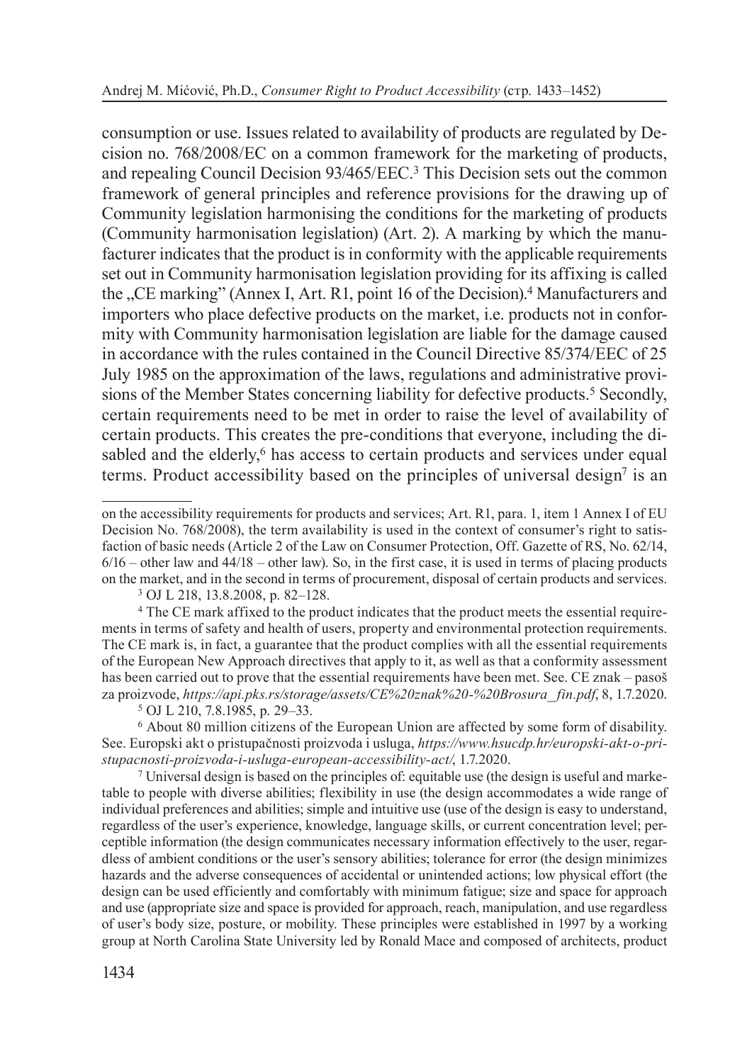consumption or use. Issues related to availability of products are regulated by Decision no. 768/2008/EC on a common framework for the marketing of products, and repealing Council Decision 93/465/EEC.[3] This Decision sets out the common framework of general principles and reference provisions for the drawing up of Community legislation harmonising the conditions for the marketing of products (Community harmonisation legislation) (Art. 2). A marking by which the manufacturer indicates that the product is in conformity with the applicable requirements set out in Community harmonisation legislation providing for its affixing is called the „CE marking" (Annex I, Art. R1, point 16 of the Decision).[4] Manufacturers and importers who place defective products on the market, i.e. products not in conformity with Community harmonisation legislation are liable for the damage caused in accordance with the rules contained in the Council Directive 85/374/EEC of 25 July 1985 on the approximation of the laws, regulations and administrative provisions of the Member States concerning liability for defective products.[5] Secondly, certain requirements need to be met in order to raise the level of availability of certain products. This creates the pre-conditions that everyone, including the disabled and the elderly,[6] has access to certain products and services under equal terms. Product accessibility based on the principles of universal design[7] is an

---

on the accessibility requirements for products and services; Art. R1, para. 1, item 1 Annex I of EU Decision No. 768/2008), the term availability is used in the context of consumer's right to satisfaction of basic needs (Article 2 of the Law on Consumer Protection, Off. Gazette of RS, No. 62/14, 6/16 – other law and 44/18 – other law). So, in the first case, it is used in terms of placing products on the market, and in the second in terms of procurement, disposal of certain products and services.

[3] OJ L 218, 13.8.2008, p. 82–128.

[4] The CE mark affixed to the product indicates that the product meets the essential requirements in terms of safety and health of users, property and environmental protection requirements. The CE mark is, in fact, a guarantee that the product complies with all the essential requirements of the European New Approach directives that apply to it, as well as that a conformity assessment has been carried out to prove that the essential requirements have been met. See. CE znak – pasoš za proizvode, *https://api.pks.rs/storage/assets/CE%20znak%20-%20Brosura_fin.pdf*, 8, 1.7.2020.

[5] OJ L 210, 7.8.1985, p. 29–33.

[6] About 80 million citizens of the European Union are affected by some form of disability. See. Europski akt o pristupačnosti proizvoda i usluga, *https://www.hsucdp.hr/europski-akt-o-pristupacnosti-proizvoda-i-usluga-european-accessibility-act/*, 1.7.2020.

[7] Universal design is based on the principles of: equitable use (the design is useful and marketable to people with diverse abilities; flexibility in use (the design accommodates a wide range of individual preferences and abilities; simple and intuitive use (use of the design is easy to understand, regardless of the user's experience, knowledge, language skills, or current concentration level; perceptible information (the design communicates necessary information effectively to the user, regardless of ambient conditions or the user's sensory abilities; tolerance for error (the design minimizes hazards and the adverse consequences of accidental or unintended actions; low physical effort (the design can be used efficiently and comfortably with minimum fatigue; size and space for approach and use (appropriate size and space is provided for approach, reach, manipulation, and use regardless of user's body size, posture, or mobility. These principles were established in 1997 by a working group at North Carolina State University led by Ronald Mace and composed of architects, product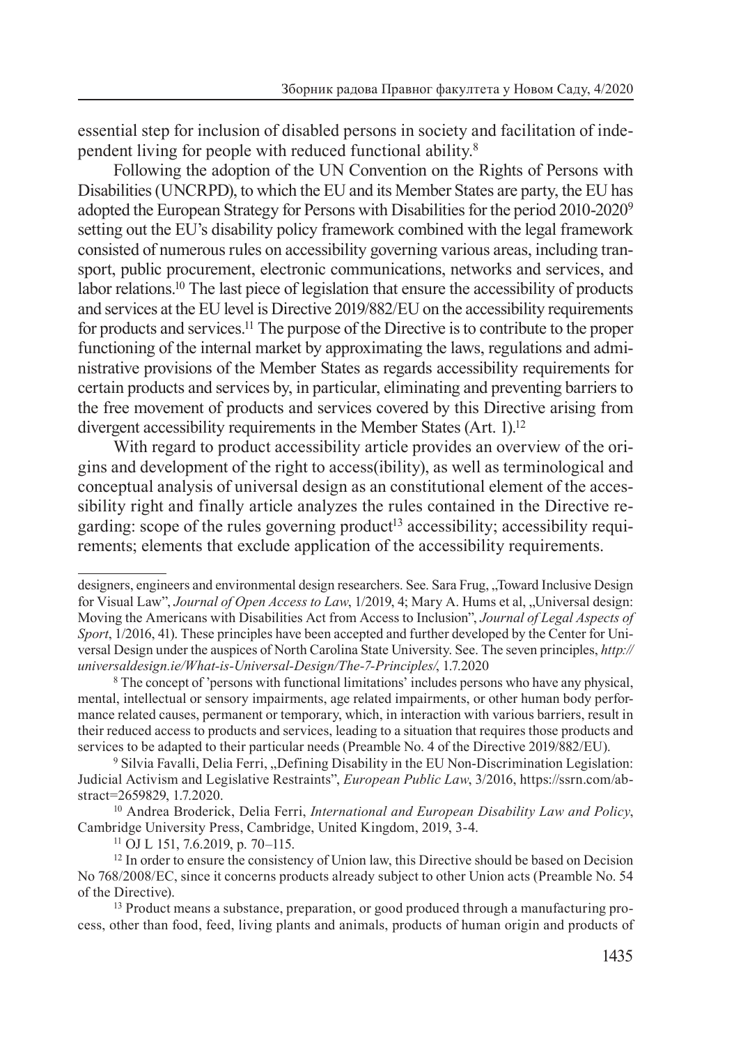essential step for inclusion of disabled persons in society and facilitation of independent living for people with reduced functional ability.[8]

Following the adoption of the UN Convention on the Rights of Persons with Disabilities (UNCRPD), to which the EU and its Member States are party, the EU has adopted the European Strategy for Persons with Disabilities for the period 2010-2020[9] setting out the EU's disability policy framework combined with the legal framework consisted of numerous rules on accessibility governing various areas, including transport, public procurement, electronic communications, networks and services, and labor relations.[10] The last piece of legislation that ensure the accessibility of products and services at the EU level is Directive 2019/882/EU on the accessibility requirements for products and services.[11] The purpose of the Directive is to contribute to the proper functioning of the internal market by approximating the laws, regulations and administrative provisions of the Member States as regards accessibility requirements for certain products and services by, in particular, eliminating and preventing barriers to the free movement of products and services covered by this Directive arising from divergent accessibility requirements in the Member States (Art. 1).[12]

With regard to product accessibility article provides an overview of the origins and development of the right to access(ibility), as well as terminological and conceptual analysis of universal design as an constitutional element of the accessibility right and finally article analyzes the rules contained in the Directive regarding: scope of the rules governing product[13] accessibility; accessibility requirements; elements that exclude application of the accessibility requirements.

---

designers, engineers and environmental design researchers. See. Sara Frug, „Toward Inclusive Design for Visual Law", *Journal of Open Access to Law*, 1/2019, 4; Mary A. Hums et al, „Universal design: Moving the Americans with Disabilities Act from Access to Inclusion", *Journal of Legal Aspects of Sport*, 1/2016, 41). These principles have been accepted and further developed by the Center for Universal Design under the auspices of North Carolina State University. See. The seven principles, *http://universaldesign.ie/What-is-Universal-Design/The-7-Principles/*, 1.7.2020

[8] The concept of 'persons with functional limitations' includes persons who have any physical, mental, intellectual or sensory impairments, age related impairments, or other human body performance related causes, permanent or temporary, which, in interaction with various barriers, result in their reduced access to products and services, leading to a situation that requires those products and services to be adapted to their particular needs (Preamble No. 4 of the Directive 2019/882/EU).

[9] Silvia Favalli, Delia Ferri, „Defining Disability in the EU Non-Discrimination Legislation: Judicial Activism and Legislative Restraints", *European Public Law*, 3/2016, https://ssrn.com/abstract=2659829, 1.7.2020.

[10] Andrea Broderick, Delia Ferri, *International and European Disability Law and Policy*, Cambridge University Press, Cambridge, United Kingdom, 2019, 3-4.

[11] OJ L 151, 7.6.2019, p. 70–115.

[12] In order to ensure the consistency of Union law, this Directive should be based on Decision No 768/2008/EC, since it concerns products already subject to other Union acts (Preamble No. 54 of the Directive).

[13] Product means a substance, preparation, or good produced through a manufacturing process, other than food, feed, living plants and animals, products of human origin and products of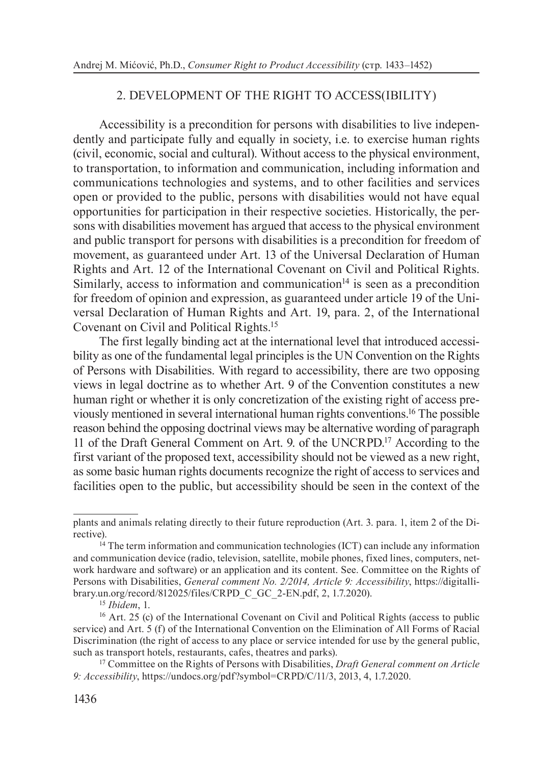## 2. DEVELOPMENT OF THE RIGHT TO ACCESS(IBILITY)

Accessibility is a precondition for persons with disabilities to live independently and participate fully and equally in society, i.e. to exercise human rights (civil, economic, social and cultural). Without access to the physical environment, to transportation, to information and communication, including information and communications technologies and systems, and to other facilities and services open or provided to the public, persons with disabilities would not have equal opportunities for participation in their respective societies. Historically, the persons with disabilities movement has argued that access to the physical environment and public transport for persons with disabilities is a precondition for freedom of movement, as guaranteed under Art. 13 of the Universal Declaration of Human Rights and Art. 12 of the International Covenant on Civil and Political Rights. Similarly, access to information and communication[14] is seen as a precondition for freedom of opinion and expression, as guaranteed under article 19 of the Universal Declaration of Human Rights and Art. 19, para. 2, of the International Covenant on Civil and Political Rights.[15]

The first legally binding act at the international level that introduced accessibility as one of the fundamental legal principles is the UN Convention on the Rights of Persons with Disabilities. With regard to accessibility, there are two opposing views in legal doctrine as to whether Art. 9 of the Convention constitutes a new human right or whether it is only concretization of the existing right of access previously mentioned in several international human rights conventions.[16] The possible reason behind the opposing doctrinal views may be alternative wording of paragraph 11 of the Draft General Comment on Art. 9. of the UNCRPD.[17] According to the first variant of the proposed text, accessibility should not be viewed as a new right, as some basic human rights documents recognize the right of access to services and facilities open to the public, but accessibility should be seen in the context of the

---

plants and animals relating directly to their future reproduction (Art. 3. para. 1, item 2 of the Directive).

[14] The term information and communication technologies (ICT) can include any information and communication device (radio, television, satellite, mobile phones, fixed lines, computers, network hardware and software) or an application and its content. See. Committee on the Rights of Persons with Disabilities, *General comment No. 2/2014, Article 9: Accessibility*, https://digitallibrary.un.org/record/812025/files/CRPD_C_GC_2-EN.pdf, 2, 1.7.2020).

[15] *Ibidem*, 1.

[16] Art. 25 (c) of the International Covenant on Civil and Political Rights (access to public service) and Art. 5 (f) of the International Convention on the Elimination of All Forms of Racial Discrimination (the right of access to any place or service intended for use by the general public, such as transport hotels, restaurants, cafes, theatres and parks).

[17] Committee on the Rights of Persons with Disabilities, *Draft General comment on Article 9: Accessibility*, https://undocs.org/pdf?symbol=CRPD/C/11/3, 2013, 4, 1.7.2020.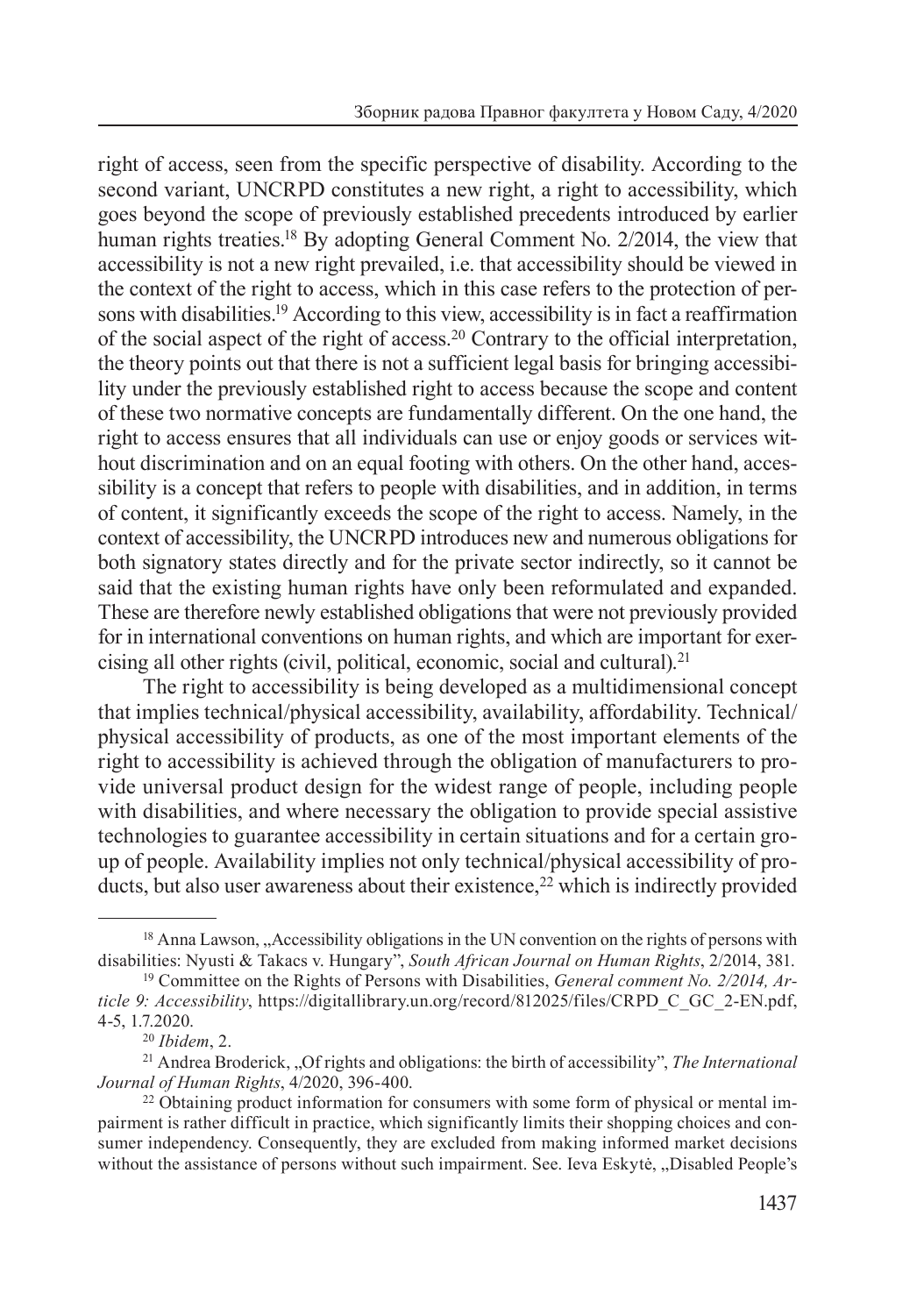right of access, seen from the specific perspective of disability. According to the second variant, UNCRPD constitutes a new right, a right to accessibility, which goes beyond the scope of previously established precedents introduced by earlier human rights treaties.[18] By adopting General Comment No. 2/2014, the view that accessibility is not a new right prevailed, i.e. that accessibility should be viewed in the context of the right to access, which in this case refers to the protection of persons with disabilities.[19] According to this view, accessibility is in fact a reaffirmation of the social aspect of the right of access.[20] Contrary to the official interpretation, the theory points out that there is not a sufficient legal basis for bringing accessibility under the previously established right to access because the scope and content of these two normative concepts are fundamentally different. On the one hand, the right to access ensures that all individuals can use or enjoy goods or services without discrimination and on an equal footing with others. On the other hand, accessibility is a concept that refers to people with disabilities, and in addition, in terms of content, it significantly exceeds the scope of the right to access. Namely, in the context of accessibility, the UNCRPD introduces new and numerous obligations for both signatory states directly and for the private sector indirectly, so it cannot be said that the existing human rights have only been reformulated and expanded. These are therefore newly established obligations that were not previously provided for in international conventions on human rights, and which are important for exercising all other rights (civil, political, economic, social and cultural).[21]

The right to accessibility is being developed as a multidimensional concept that implies technical/physical accessibility, availability, affordability. Technical/physical accessibility of products, as one of the most important elements of the right to accessibility is achieved through the obligation of manufacturers to provide universal product design for the widest range of people, including people with disabilities, and where necessary the obligation to provide special assistive technologies to guarantee accessibility in certain situations and for a certain group of people. Availability implies not only technical/physical accessibility of products, but also user awareness about their existence,[22] which is indirectly provided

---

[18] Anna Lawson, „Accessibility obligations in the UN convention on the rights of persons with disabilities: Nyusti & Takacs v. Hungary", *South African Journal on Human Rights*, 2/2014, 381.

[19] Committee on the Rights of Persons with Disabilities, *General comment No. 2/2014, Article 9: Accessibility*, https://digitallibrary.un.org/record/812025/files/CRPD_C_GC_2-EN.pdf, 4-5, 1.7.2020.

[20] *Ibidem*, 2.

[21] Andrea Broderick, „Of rights and obligations: the birth of accessibility", *The International Journal of Human Rights*, 4/2020, 396-400.

[22] Obtaining product information for consumers with some form of physical or mental impairment is rather difficult in practice, which significantly limits their shopping choices and consumer independency. Consequently, they are excluded from making informed market decisions without the assistance of persons without such impairment. See. Ieva Eskytė, „Disabled People's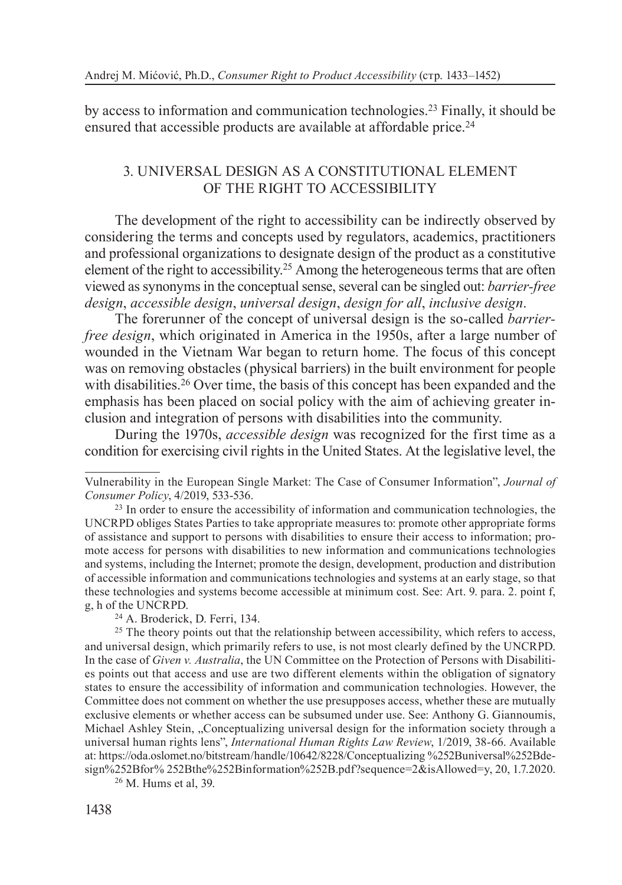by access to information and communication technologies.[23] Finally, it should be ensured that accessible products are available at affordable price.[24]

## 3. UNIVERSAL DESIGN AS A CONSTITUTIONAL ELEMENT OF THE RIGHT TO ACCESSIBILITY

The development of the right to accessibility can be indirectly observed by considering the terms and concepts used by regulators, academics, practitioners and professional organizations to designate design of the product as a constitutive element of the right to accessibility.[25] Among the heterogeneous terms that are often viewed as synonyms in the conceptual sense, several can be singled out: *barrier-free design*, *accessible design*, *universal design*, *design for all*, *inclusive design*.

The forerunner of the concept of universal design is the so-called *barrier-free design*, which originated in America in the 1950s, after a large number of wounded in the Vietnam War began to return home. The focus of this concept was on removing obstacles (physical barriers) in the built environment for people with disabilities.[26] Over time, the basis of this concept has been expanded and the emphasis has been placed on social policy with the aim of achieving greater inclusion and integration of persons with disabilities into the community.

During the 1970s, *accessible design* was recognized for the first time as a condition for exercising civil rights in the United States. At the legislative level, the

---

Vulnerability in the European Single Market: The Case of Consumer Information", *Journal of Consumer Policy*, 4/2019, 533-536.

[23] In order to ensure the accessibility of information and communication technologies, the UNCRPD obliges States Parties to take appropriate measures to: promote other appropriate forms of assistance and support to persons with disabilities to ensure their access to information; promote access for persons with disabilities to new information and communications technologies and systems, including the Internet; promote the design, development, production and distribution of accessible information and communications technologies and systems at an early stage, so that these technologies and systems become accessible at minimum cost. See: Art. 9. para. 2. point f, g, h of the UNCRPD.

[24] A. Broderick, D. Ferri, 134.

[25] The theory points out that the relationship between accessibility, which refers to access, and universal design, which primarily refers to use, is not most clearly defined by the UNCRPD. In the case of *Given v. Australia*, the UN Committee on the Protection of Persons with Disabilities points out that access and use are two different elements within the obligation of signatory states to ensure the accessibility of information and communication technologies. However, the Committee does not comment on whether the use presupposes access, whether these are mutually exclusive elements or whether access can be subsumed under use. See: Anthony G. Giannoumis, Michael Ashley Stein, „Conceptualizing universal design for the information society through a universal human rights lens", *International Human Rights Law Review*, 1/2019, 38-66. Available at: https://oda.oslomet.no/bitstream/handle/10642/8228/Conceptualizing %252Buniversal%252Bdesign%252Bfor% 252Bthe%252Binformation%252B.pdf?sequence=2&isAllowed=y, 20, 1.7.2020.

[26] M. Hums et al, 39.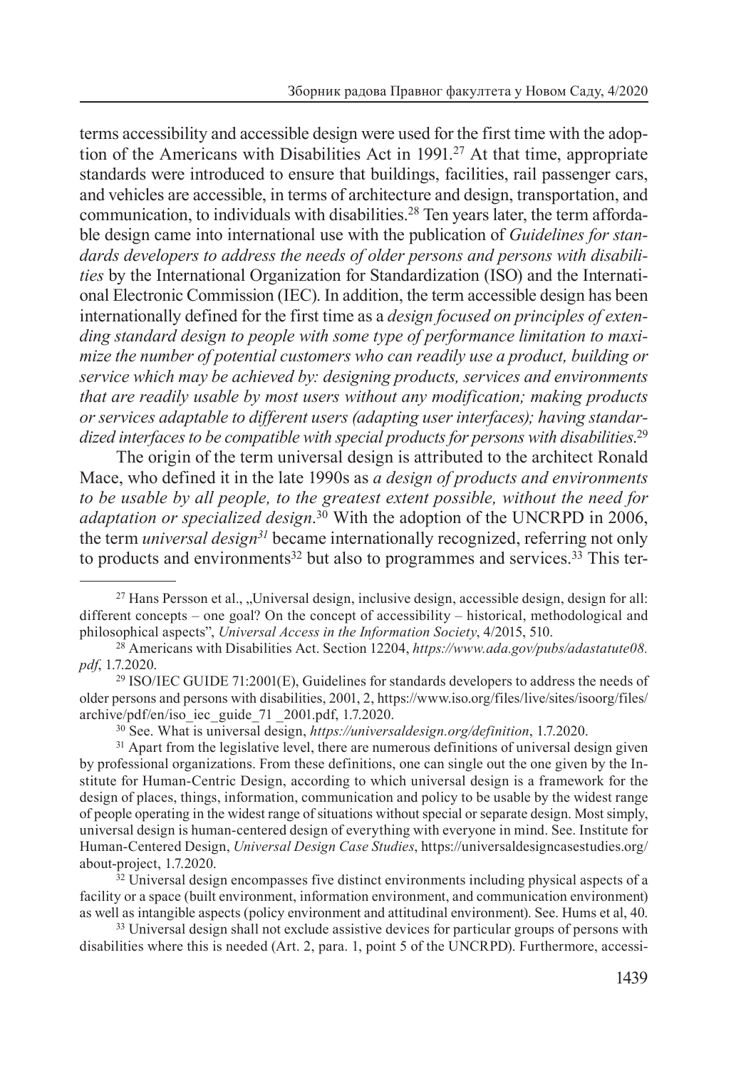terms accessibility and accessible design were used for the first time with the adoption of the Americans with Disabilities Act in 1991.[27] At that time, appropriate standards were introduced to ensure that buildings, facilities, rail passenger cars, and vehicles are accessible, in terms of architecture and design, transportation, and communication, to individuals with disabilities.[28] Ten years later, the term affordable design came into international use with the publication of *Guidelines for standards developers to address the needs of older persons and persons with disabilities* by the International Organization for Standardization (ISO) and the International Electronic Commission (IEC). In addition, the term accessible design has been internationally defined for the first time as a *design focused on principles of extending standard design to people with some type of performance limitation to maximize the number of potential customers who can readily use a product, building or service which may be achieved by: designing products, services and environments that are readily usable by most users without any modification; making products or services adaptable to different users (adapting user interfaces); having standardized interfaces to be compatible with special products for persons with disabilities*.[29]

The origin of the term universal design is attributed to the architect Ronald Mace, who defined it in the late 1990s as *a design of products and environments to be usable by all people, to the greatest extent possible, without the need for adaptation or specialized design*.[30] With the adoption of the UNCRPD in 2006, the term *universal design*[31] became internationally recognized, referring not only to products and environments[32] but also to programmes and services.[33] This ter-

---

[27] Hans Persson et al., „Universal design, inclusive design, accessible design, design for all: different concepts – one goal? On the concept of accessibility – historical, methodological and philosophical aspects", *Universal Access in the Information Society*, 4/2015, 510.

[28] Americans with Disabilities Act. Section 12204, *https://www.ada.gov/pubs/adastatute08.pdf*, 1.7.2020.

[29] ISO/IEC GUIDE 71:2001(E), Guidelines for standards developers to address the needs of older persons and persons with disabilities, 2001, 2, https://www.iso.org/files/live/sites/isoorg/files/archive/pdf/en/iso_iec_guide_71 _2001.pdf, 1.7.2020.

[30] See. What is universal design, *https://universaldesign.org/definition*, 1.7.2020.

[31] Apart from the legislative level, there are numerous definitions of universal design given by professional organizations. From these definitions, one can single out the one given by the Institute for Human-Centric Design, according to which universal design is a framework for the design of places, things, information, communication and policy to be usable by the widest range of people operating in the widest range of situations without special or separate design. Most simply, universal design is human-centered design of everything with everyone in mind. See. Institute for Human-Centered Design, *Universal Design Case Studies*, https://universaldesigncasestudies.org/about-project, 1.7.2020.

[32] Universal design encompasses five distinct environments including physical aspects of a facility or a space (built environment, information environment, and communication environment) as well as intangible aspects (policy environment and attitudinal environment). See. Hums et al, 40.

[33] Universal design shall not exclude assistive devices for particular groups of persons with disabilities where this is needed (Art. 2, para. 1, point 5 of the UNCRPD). Furthermore, accessi-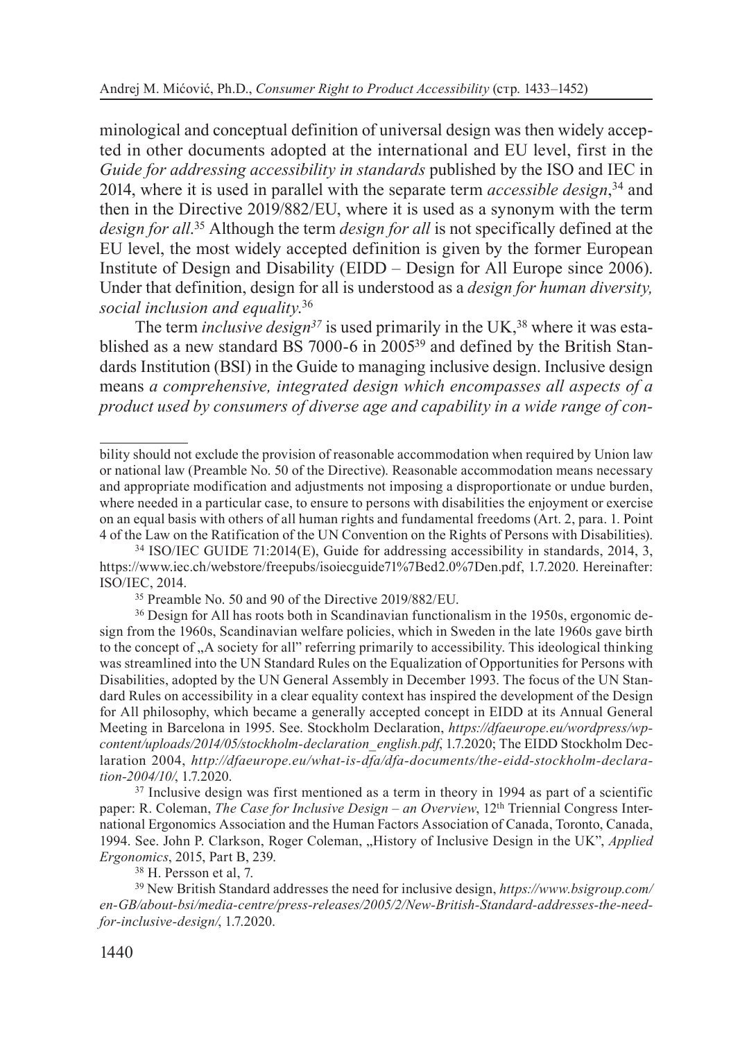minological and conceptual definition of universal design was then widely accepted in other documents adopted at the international and EU level, first in the *Guide for addressing accessibility in standards* published by the ISO and IEC in 2014, where it is used in parallel with the separate term *accessible design*,[34] and then in the Directive 2019/882/EU, where it is used as a synonym with the term *design for all*.[35] Although the term *design for all* is not specifically defined at the EU level, the most widely accepted definition is given by the former European Institute of Design and Disability (EIDD – Design for All Europe since 2006). Under that definition, design for all is understood as a *design for human diversity, social inclusion and equality*.[36]

The term *inclusive design*[37] is used primarily in the UK,[38] where it was established as a new standard BS 7000-6 in 2005[39] and defined by the British Standards Institution (BSI) in the Guide to managing inclusive design. Inclusive design means *a comprehensive, integrated design which encompasses all aspects of a product used by consumers of diverse age and capability in a wide range of con-*

---

bility should not exclude the provision of reasonable accommodation when required by Union law or national law (Preamble No. 50 of the Directive). Reasonable accommodation means necessary and appropriate modification and adjustments not imposing a disproportionate or undue burden, where needed in a particular case, to ensure to persons with disabilities the enjoyment or exercise on an equal basis with others of all human rights and fundamental freedoms (Art. 2, para. 1. Point 4 of the Law on the Ratification of the UN Convention on the Rights of Persons with Disabilities).

[34] ISO/IEC GUIDE 71:2014(E), Guide for addressing accessibility in standards, 2014, 3, https://www.iec.ch/webstore/freepubs/isoiecguide71%7Bed2.0%7Den.pdf, 1.7.2020. Hereinafter: ISO/IEC, 2014.

[35] Preamble No. 50 and 90 of the Directive 2019/882/EU.

[36] Design for All has roots both in Scandinavian functionalism in the 1950s, ergonomic design from the 1960s, Scandinavian welfare policies, which in Sweden in the late 1960s gave birth to the concept of „A society for all" referring primarily to accessibility. This ideological thinking was streamlined into the UN Standard Rules on the Equalization of Opportunities for Persons with Disabilities, adopted by the UN General Assembly in December 1993. The focus of the UN Standard Rules on accessibility in a clear equality context has inspired the development of the Design for All philosophy, which became a generally accepted concept in EIDD at its Annual General Meeting in Barcelona in 1995. See. Stockholm Declaration, *https://dfaeurope.eu/wordpress/wp-content/uploads/2014/05/stockholm-declaration_english.pdf*, 1.7.2020; The EIDD Stockholm Declaration 2004, *http://dfaeurope.eu/what-is-dfa/dfa-documents/the-eidd-stockholm-declaration-2004/10/*, 1.7.2020.

[37] Inclusive design was first mentioned as a term in theory in 1994 as part of a scientific paper: R. Coleman, *The Case for Inclusive Design – an Overview*, 12th Triennial Congress International Ergonomics Association and the Human Factors Association of Canada, Toronto, Canada, 1994. See. John P. Clarkson, Roger Coleman, „History of Inclusive Design in the UK", *Applied Ergonomics*, 2015, Part B, 239.

[38] H. Persson et al, 7.

[39] New British Standard addresses the need for inclusive design, *https://www.bsigroup.com/en-GB/about-bsi/media-centre/press-releases/2005/2/New-British-Standard-addresses-the-need-for-inclusive-design/*, 1.7.2020.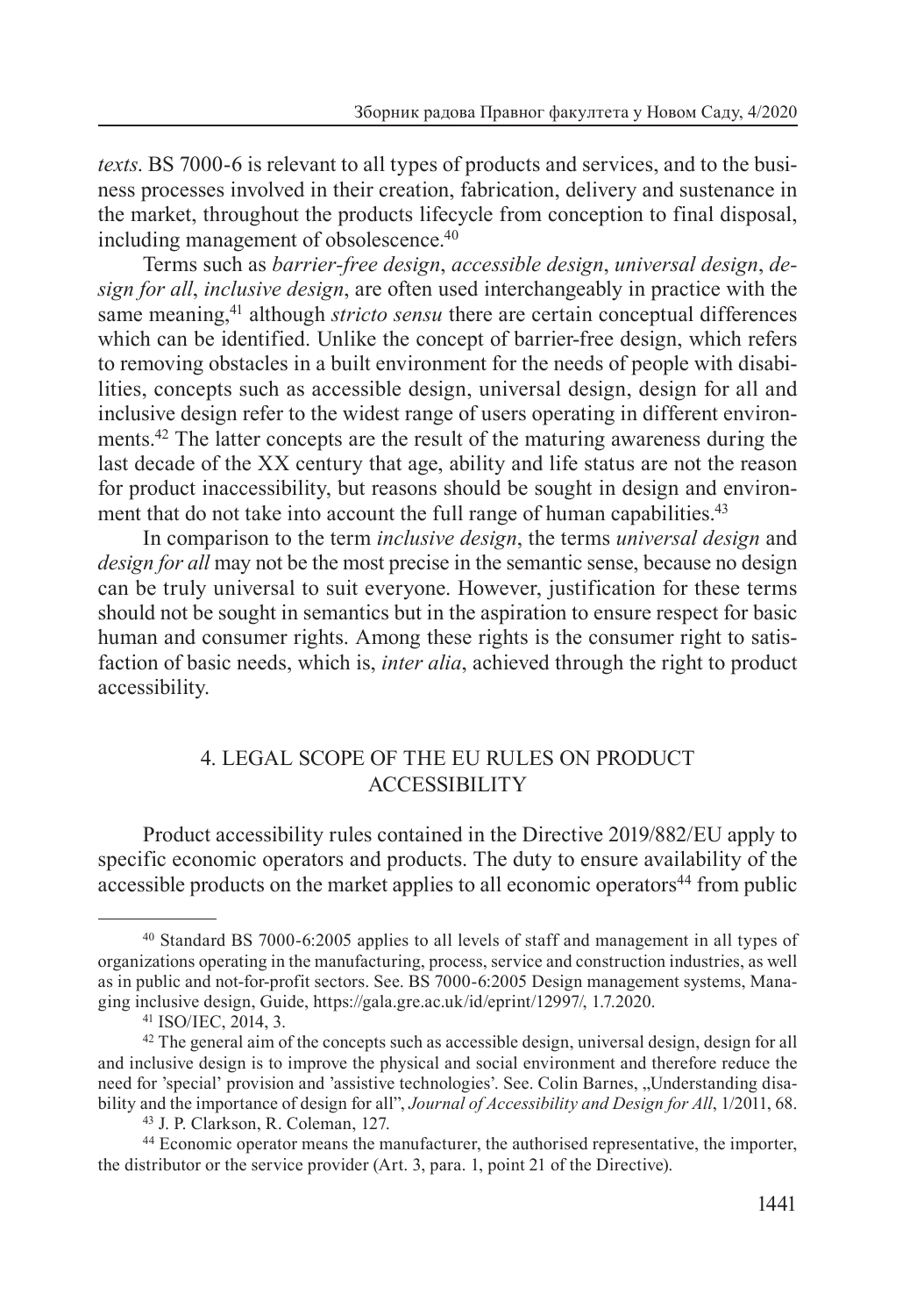*texts*. BS 7000-6 is relevant to all types of products and services, and to the business processes involved in their creation, fabrication, delivery and sustenance in the market, throughout the products lifecycle from conception to final disposal, including management of obsolescence.[40]

Terms such as *barrier-free design*, *accessible design*, *universal design*, *design for all*, *inclusive design*, are often used interchangeably in practice with the same meaning,[41] although *stricto sensu* there are certain conceptual differences which can be identified. Unlike the concept of barrier-free design, which refers to removing obstacles in a built environment for the needs of people with disabilities, concepts such as accessible design, universal design, design for all and inclusive design refer to the widest range of users operating in different environments.[42] The latter concepts are the result of the maturing awareness during the last decade of the XX century that age, ability and life status are not the reason for product inaccessibility, but reasons should be sought in design and environment that do not take into account the full range of human capabilities.[43]

In comparison to the term *inclusive design*, the terms *universal design* and *design for all* may not be the most precise in the semantic sense, because no design can be truly universal to suit everyone. However, justification for these terms should not be sought in semantics but in the aspiration to ensure respect for basic human and consumer rights. Among these rights is the consumer right to satisfaction of basic needs, which is, *inter alia*, achieved through the right to product accessibility.

## 4. LEGAL SCOPE OF THE EU RULES ON PRODUCT ACCESSIBILITY

Product accessibility rules contained in the Directive 2019/882/EU apply to specific economic operators and products. The duty to ensure availability of the accessible products on the market applies to all economic operators[44] from public

---

[40] Standard BS 7000-6:2005 applies to all levels of staff and management in all types of organizations operating in the manufacturing, process, service and construction industries, as well as in public and not-for-profit sectors. See. BS 7000-6:2005 Design management systems, Managing inclusive design, Guide, https://gala.gre.ac.uk/id/eprint/12997/, 1.7.2020.

[41] ISO/IEC, 2014, 3.

[42] The general aim of the concepts such as accessible design, universal design, design for all and inclusive design is to improve the physical and social environment and therefore reduce the need for 'special' provision and 'assistive technologies'. See. Colin Barnes, „Understanding disability and the importance of design for all", *Journal of Accessibility and Design for All*, 1/2011, 68.

[43] J. P. Clarkson, R. Coleman, 127.

[44] Economic operator means the manufacturer, the authorised representative, the importer, the distributor or the service provider (Art. 3, para. 1, point 21 of the Directive).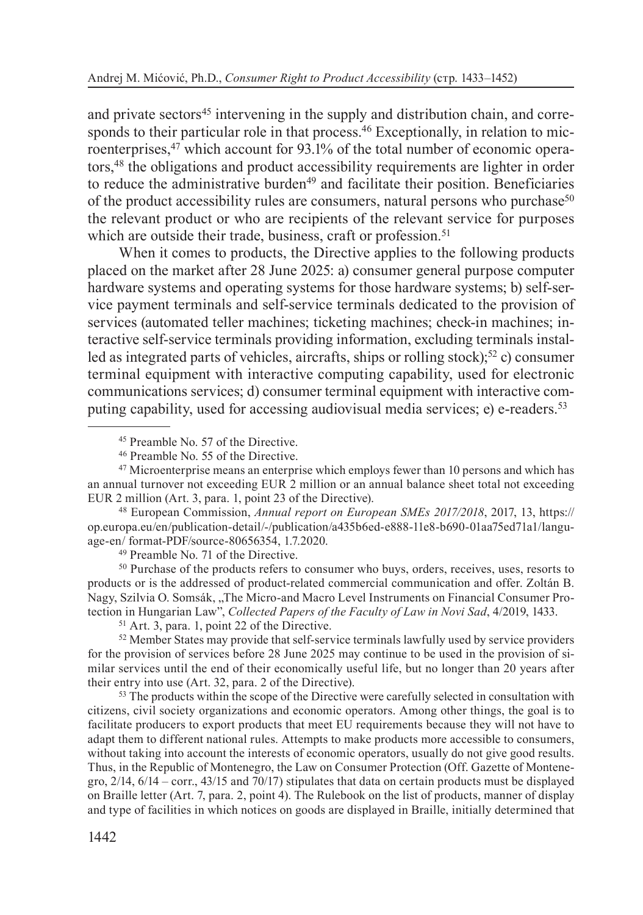and private sectors[45] intervening in the supply and distribution chain, and corresponds to their particular role in that process.[46] Exceptionally, in relation to microenterprises,[47] which account for 93.1% of the total number of economic operators,[48] the obligations and product accessibility requirements are lighter in order to reduce the administrative burden[49] and facilitate their position. Beneficiaries of the product accessibility rules are consumers, natural persons who purchase[50] the relevant product or who are recipients of the relevant service for purposes which are outside their trade, business, craft or profession.[51]

When it comes to products, the Directive applies to the following products placed on the market after 28 June 2025: a) consumer general purpose computer hardware systems and operating systems for those hardware systems; b) self-service payment terminals and self-service terminals dedicated to the provision of services (automated teller machines; ticketing machines; check-in machines; interactive self-service terminals providing information, excluding terminals installed as integrated parts of vehicles, aircrafts, ships or rolling stock);[52] c) consumer terminal equipment with interactive computing capability, used for electronic communications services; d) consumer terminal equipment with interactive computing capability, used for accessing audiovisual media services; e) e-readers.[53]

---

[45] Preamble No. 57 of the Directive.

[46] Preamble No. 55 of the Directive.

[47] Microenterprise means an enterprise which employs fewer than 10 persons and which has an annual turnover not exceeding EUR 2 million or an annual balance sheet total not exceeding EUR 2 million (Art. 3, para. 1, point 23 of the Directive).

[48] European Commission, *Annual report on European SMEs 2017/2018*, 2017, 13, https://op.europa.eu/en/publication-detail/-/publication/a435b6ed-e888-11e8-b690-01aa75ed71a1/language-en/ format-PDF/source-80656354, 1.7.2020.

[49] Preamble No. 71 of the Directive.

[50] Purchase of the products refers to consumer who buys, orders, receives, uses, resorts to products or is the addressed of product-related commercial communication and offer. Zoltán B. Nagy, Szilvia O. Somsák, „The Micro-and Macro Level Instruments on Financial Consumer Protection in Hungarian Law", *Collected Papers of the Faculty of Law in Novi Sad*, 4/2019, 1433.

[51] Art. 3, para. 1, point 22 of the Directive.

[52] Member States may provide that self-service terminals lawfully used by service providers for the provision of services before 28 June 2025 may continue to be used in the provision of similar services until the end of their economically useful life, but no longer than 20 years after their entry into use (Art. 32, para. 2 of the Directive).

[53] The products within the scope of the Directive were carefully selected in consultation with citizens, civil society organizations and economic operators. Among other things, the goal is to facilitate producers to export products that meet EU requirements because they will not have to adapt them to different national rules. Attempts to make products more accessible to consumers, without taking into account the interests of economic operators, usually do not give good results. Thus, in the Republic of Montenegro, the Law on Consumer Protection (Off. Gazette of Montenegro, 2/14, 6/14 – corr., 43/15 and 70/17) stipulates that data on certain products must be displayed on Braille letter (Art. 7, para. 2, point 4). The Rulebook on the list of products, manner of display and type of facilities in which notices on goods are displayed in Braille, initially determined that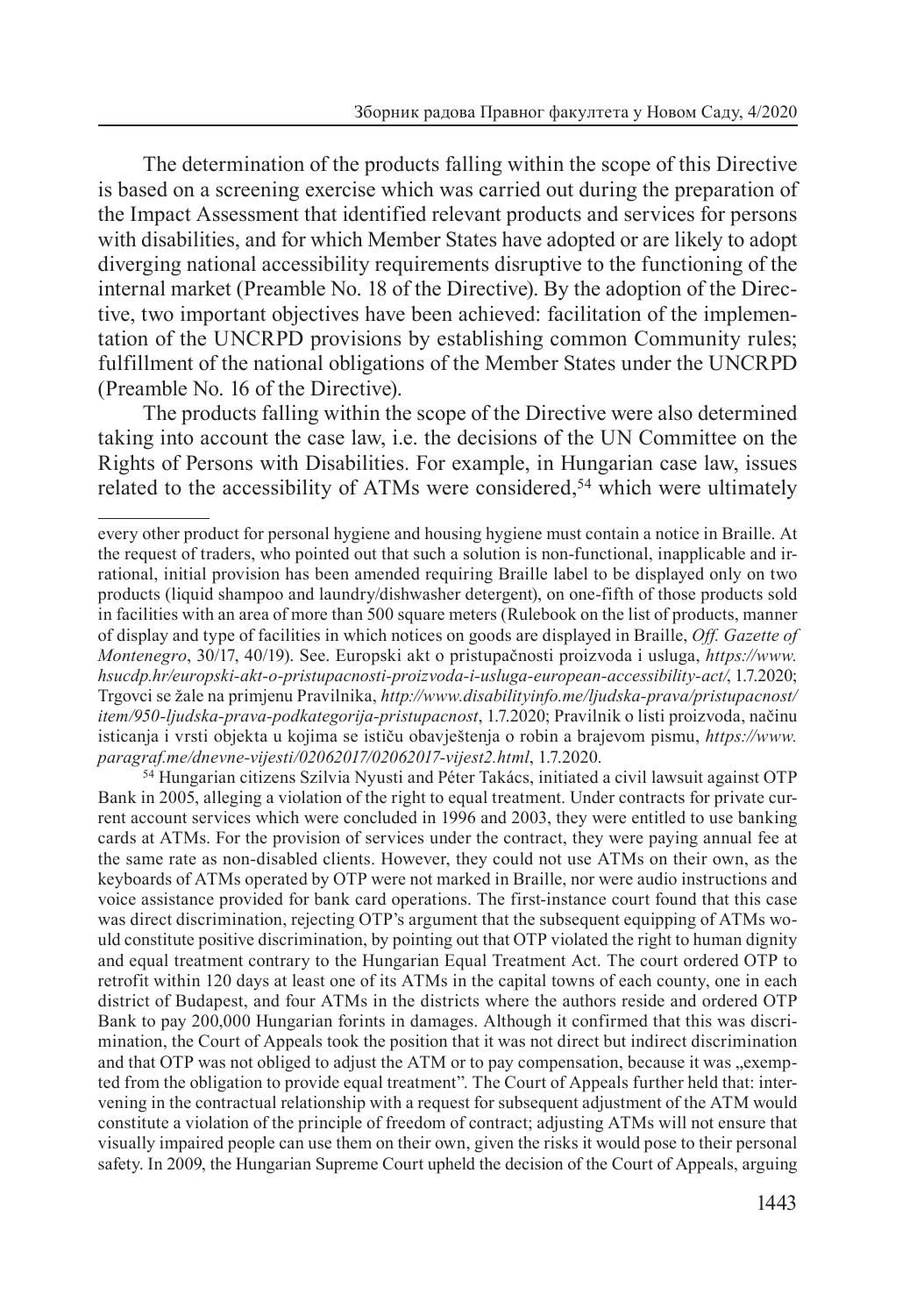The determination of the products falling within the scope of this Directive is based on a screening exercise which was carried out during the preparation of the Impact Assessment that identified relevant products and services for persons with disabilities, and for which Member States have adopted or are likely to adopt diverging national accessibility requirements disruptive to the functioning of the internal market (Preamble No. 18 of the Directive). By the adoption of the Directive, two important objectives have been achieved: facilitation of the implementation of the UNCRPD provisions by establishing common Community rules; fulfillment of the national obligations of the Member States under the UNCRPD (Preamble No. 16 of the Directive).

The products falling within the scope of the Directive were also determined taking into account the case law, i.e. the decisions of the UN Committee on the Rights of Persons with Disabilities. For example, in Hungarian case law, issues related to the accessibility of ATMs were considered,[54] which were ultimately

---

every other product for personal hygiene and housing hygiene must contain a notice in Braille. At the request of traders, who pointed out that such a solution is non-functional, inapplicable and irrational, initial provision has been amended requiring Braille label to be displayed only on two products (liquid shampoo and laundry/dishwasher detergent), on one-fifth of those products sold in facilities with an area of more than 500 square meters (Rulebook on the list of products, manner of display and type of facilities in which notices on goods are displayed in Braille, *Off. Gazette of Montenegro*, 30/17, 40/19). See. Europski akt o pristupačnosti proizvoda i usluga, *https://www.hsucdp.hr/europski-akt-o-pristupacnosti-proizvoda-i-usluga-european-accessibility-act/*, 1.7.2020; Trgovci se žale na primjenu Pravilnika, *http://www.disabilityinfo.me/ljudska-prava/pristupacnost/item/950-ljudska-prava-podkategorija-pristupacnost*, 1.7.2020; Pravilnik o listi proizvoda, načinu isticanja i vrsti objekta u kojima se ističu obavještenja o robin a brajevom pismu, *https://www.paragraf.me/dnevne-vijesti/02062017/02062017-vijest2.html*, 1.7.2020.

[54] Hungarian citizens Szilvia Nyusti and Péter Takács, initiated a civil lawsuit against OTP Bank in 2005, alleging a violation of the right to equal treatment. Under contracts for private current account services which were concluded in 1996 and 2003, they were entitled to use banking cards at ATMs. For the provision of services under the contract, they were paying annual fee at the same rate as non-disabled clients. However, they could not use ATMs on their own, as the keyboards of ATMs operated by OTP were not marked in Braille, nor were audio instructions and voice assistance provided for bank card operations. The first-instance court found that this case was direct discrimination, rejecting OTP's argument that the subsequent equipping of ATMs would constitute positive discrimination, by pointing out that OTP violated the right to human dignity and equal treatment contrary to the Hungarian Equal Treatment Act. The court ordered OTP to retrofit within 120 days at least one of its ATMs in the capital towns of each county, one in each district of Budapest, and four ATMs in the districts where the authors reside and ordered OTP Bank to pay 200,000 Hungarian forints in damages. Although it confirmed that this was discrimination, the Court of Appeals took the position that it was not direct but indirect discrimination and that OTP was not obliged to adjust the ATM or to pay compensation, because it was „exempted from the obligation to provide equal treatment". The Court of Appeals further held that: intervening in the contractual relationship with a request for subsequent adjustment of the ATM would constitute a violation of the principle of freedom of contract; adjusting ATMs will not ensure that visually impaired people can use them on their own, given the risks it would pose to their personal safety. In 2009, the Hungarian Supreme Court upheld the decision of the Court of Appeals, arguing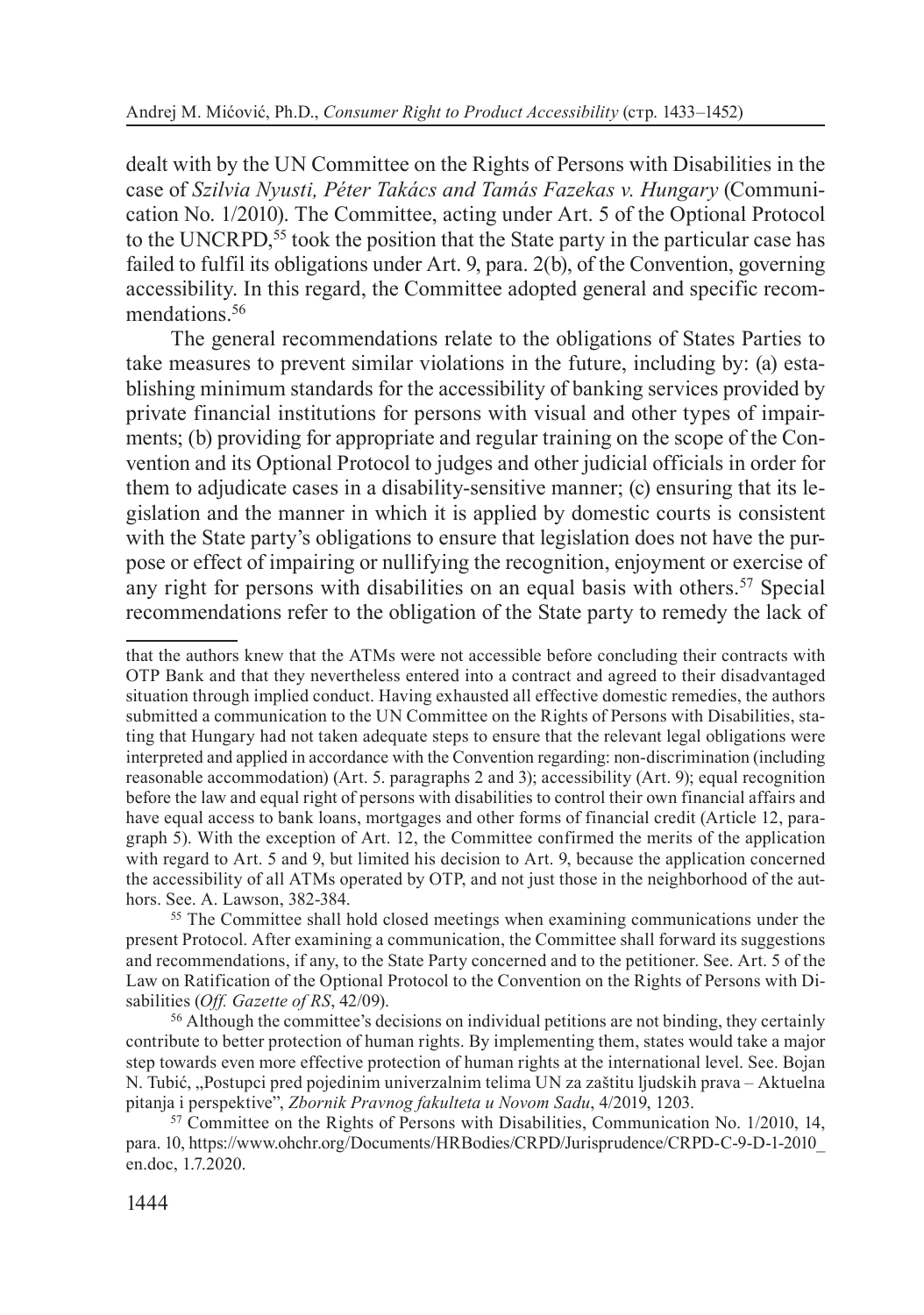dealt with by the UN Committee on the Rights of Persons with Disabilities in the case of *Szilvia Nyusti, Péter Takács and Tamás Fazekas v. Hungary* (Communication No. 1/2010). The Committee, acting under Art. 5 of the Optional Protocol to the UNCRPD,[55] took the position that the State party in the particular case has failed to fulfil its obligations under Art. 9, para. 2(b), of the Convention, governing accessibility. In this regard, the Committee adopted general and specific recommendations.[56]

The general recommendations relate to the obligations of States Parties to take measures to prevent similar violations in the future, including by: (a) establishing minimum standards for the accessibility of banking services provided by private financial institutions for persons with visual and other types of impairments; (b) providing for appropriate and regular training on the scope of the Convention and its Optional Protocol to judges and other judicial officials in order for them to adjudicate cases in a disability-sensitive manner; (c) ensuring that its legislation and the manner in which it is applied by domestic courts is consistent with the State party's obligations to ensure that legislation does not have the purpose or effect of impairing or nullifying the recognition, enjoyment or exercise of any right for persons with disabilities on an equal basis with others.[57] Special recommendations refer to the obligation of the State party to remedy the lack of

---

that the authors knew that the ATMs were not accessible before concluding their contracts with OTP Bank and that they nevertheless entered into a contract and agreed to their disadvantaged situation through implied conduct. Having exhausted all effective domestic remedies, the authors submitted a communication to the UN Committee on the Rights of Persons with Disabilities, stating that Hungary had not taken adequate steps to ensure that the relevant legal obligations were interpreted and applied in accordance with the Convention regarding: non-discrimination (including reasonable accommodation) (Art. 5. paragraphs 2 and 3); accessibility (Art. 9); equal recognition before the law and equal right of persons with disabilities to control their own financial affairs and have equal access to bank loans, mortgages and other forms of financial credit (Article 12, paragraph 5). With the exception of Art. 12, the Committee confirmed the merits of the application with regard to Art. 5 and 9, but limited his decision to Art. 9, because the application concerned the accessibility of all ATMs operated by OTP, and not just those in the neighborhood of the authors. See. A. Lawson, 382-384.

[55] The Committee shall hold closed meetings when examining communications under the present Protocol. After examining a communication, the Committee shall forward its suggestions and recommendations, if any, to the State Party concerned and to the petitioner. See. Art. 5 of the Law on Ratification of the Optional Protocol to the Convention on the Rights of Persons with Disabilities (*Off. Gazette of RS*, 42/09).

[56] Although the committee's decisions on individual petitions are not binding, they certainly contribute to better protection of human rights. By implementing them, states would take a major step towards even more effective protection of human rights at the international level. See. Bojan N. Tubić, „Postupci pred pojedinim univerzalnim telima UN za zaštitu ljudskih prava – Aktuelna pitanja i perspektive", *Zbornik Pravnog fakulteta u Novom Sadu*, 4/2019, 1203.

[57] Committee on the Rights of Persons with Disabilities, Communication No. 1/2010, 14, para. 10, https://www.ohchr.org/Documents/HRBodies/CRPD/Jurisprudence/CRPD-C-9-D-1-2010_en.doc, 1.7.2020.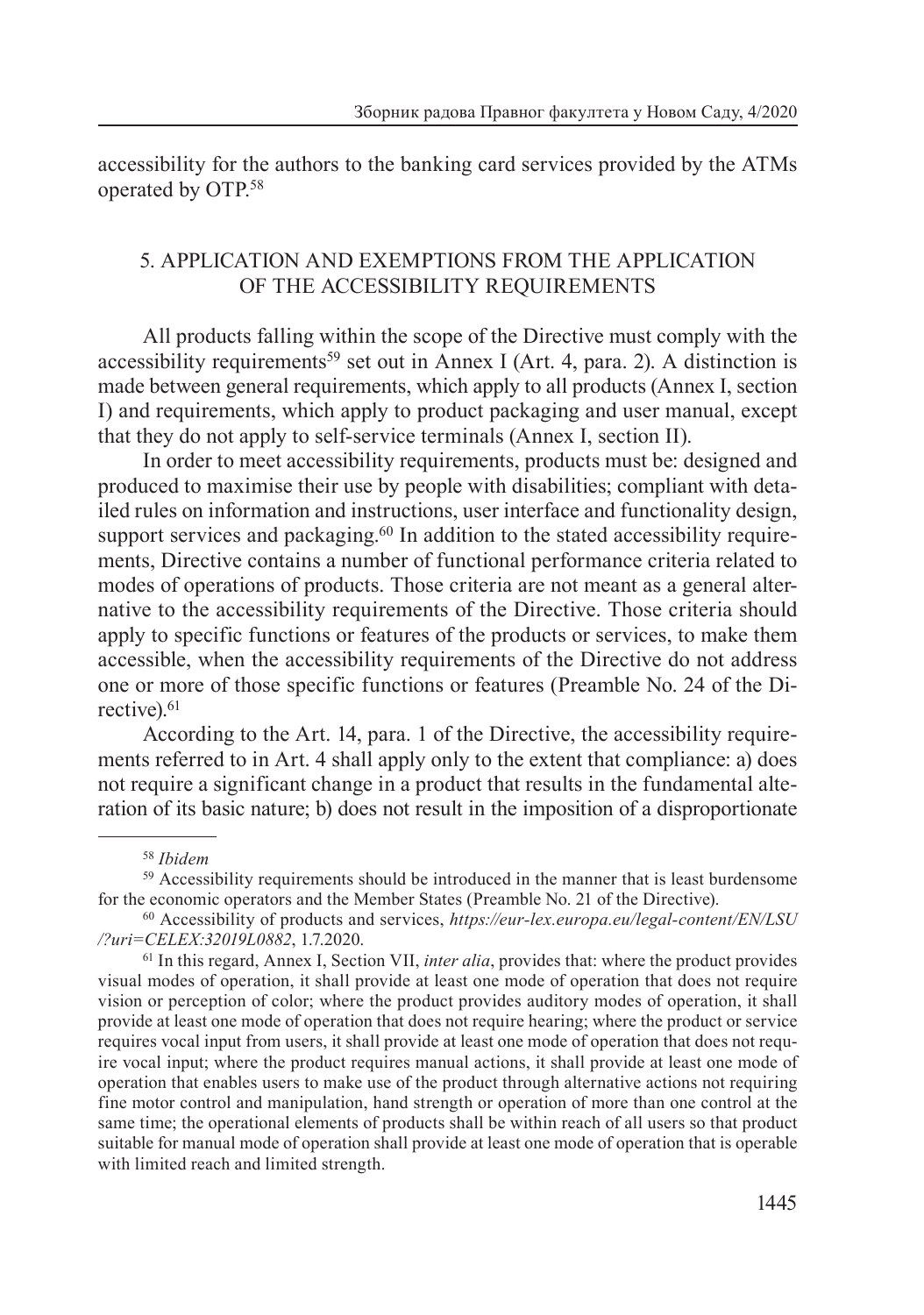accessibility for the authors to the banking card services provided by the ATMs operated by OTP.[58]

## 5. APPLICATION AND EXEMPTIONS FROM THE APPLICATION OF THE ACCESSIBILITY REQUIREMENTS

All products falling within the scope of the Directive must comply with the accessibility requirements[59] set out in Annex I (Art. 4, para. 2). A distinction is made between general requirements, which apply to all products (Annex I, section I) and requirements, which apply to product packaging and user manual, except that they do not apply to self-service terminals (Annex I, section II).

In order to meet accessibility requirements, products must be: designed and produced to maximise their use by people with disabilities; compliant with detailed rules on information and instructions, user interface and functionality design, support services and packaging.[60] In addition to the stated accessibility requirements, Directive contains a number of functional performance criteria related to modes of operations of products. Those criteria are not meant as a general alternative to the accessibility requirements of the Directive. Those criteria should apply to specific functions or features of the products or services, to make them accessible, when the accessibility requirements of the Directive do not address one or more of those specific functions or features (Preamble No. 24 of the Directive).[61]

According to the Art. 14, para. 1 of the Directive, the accessibility requirements referred to in Art. 4 shall apply only to the extent that compliance: a) does not require a significant change in a product that results in the fundamental alteration of its basic nature; b) does not result in the imposition of a disproportionate

---

[58] *Ibidem*

[59] Accessibility requirements should be introduced in the manner that is least burdensome for the economic operators and the Member States (Preamble No. 21 of the Directive).

[60] Accessibility of products and services, *https://eur-lex.europa.eu/legal-content/EN/LSU/?uri=CELEX:32019L0882*, 1.7.2020.

[61] In this regard, Annex I, Section VII, *inter alia*, provides that: where the product provides visual modes of operation, it shall provide at least one mode of operation that does not require vision or perception of color; where the product provides auditory modes of operation, it shall provide at least one mode of operation that does not require hearing; where the product or service requires vocal input from users, it shall provide at least one mode of operation that does not require vocal input; where the product requires manual actions, it shall provide at least one mode of operation that enables users to make use of the product through alternative actions not requiring fine motor control and manipulation, hand strength or operation of more than one control at the same time; the operational elements of products shall be within reach of all users so that product suitable for manual mode of operation shall provide at least one mode of operation that is operable with limited reach and limited strength.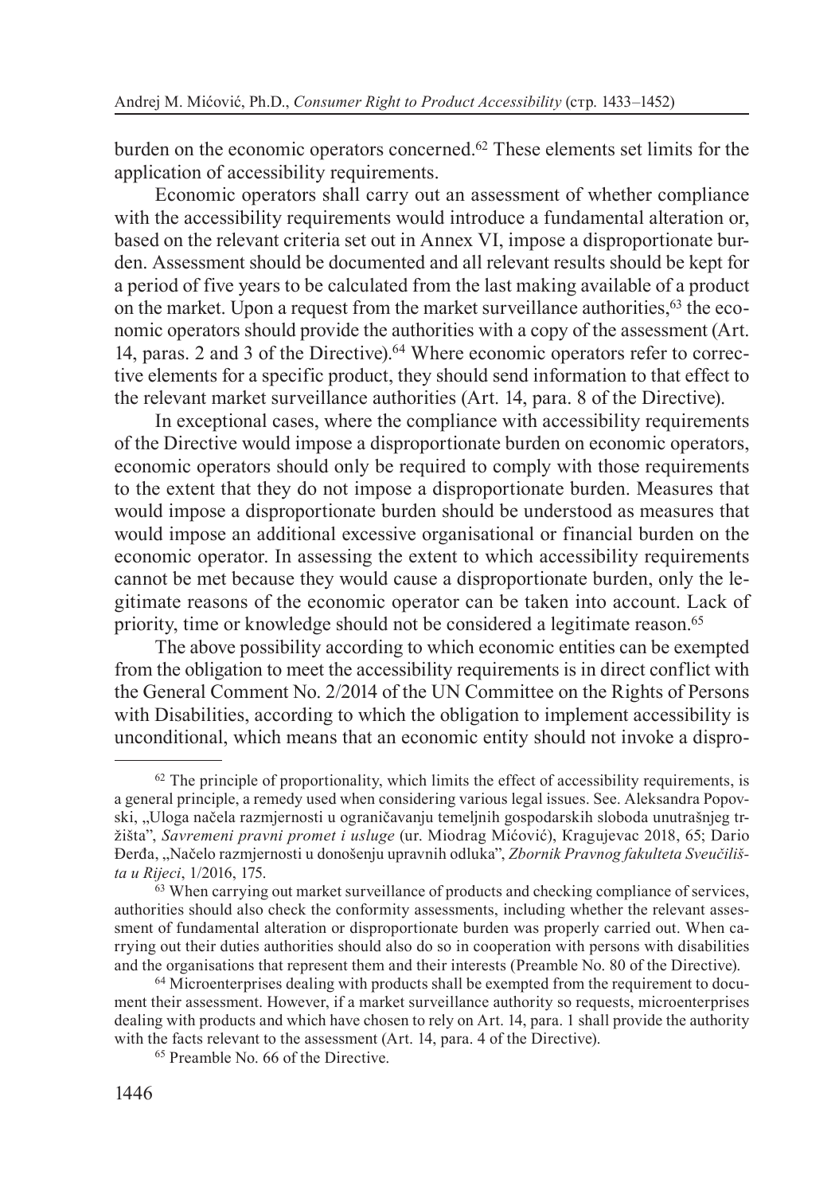burden on the economic operators concerned.[62] These elements set limits for the application of accessibility requirements.

Economic operators shall carry out an assessment of whether compliance with the accessibility requirements would introduce a fundamental alteration or, based on the relevant criteria set out in Annex VI, impose a disproportionate burden. Assessment should be documented and all relevant results should be kept for a period of five years to be calculated from the last making available of a product on the market. Upon a request from the market surveillance authorities,[63] the economic operators should provide the authorities with a copy of the assessment (Art. 14, paras. 2 and 3 of the Directive).[64] Where economic operators refer to corrective elements for a specific product, they should send information to that effect to the relevant market surveillance authorities (Art. 14, para. 8 of the Directive).

In exceptional cases, where the compliance with accessibility requirements of the Directive would impose a disproportionate burden on economic operators, economic operators should only be required to comply with those requirements to the extent that they do not impose a disproportionate burden. Measures that would impose a disproportionate burden should be understood as measures that would impose an additional excessive organisational or financial burden on the economic operator. In assessing the extent to which accessibility requirements cannot be met because they would cause a disproportionate burden, only the legitimate reasons of the economic operator can be taken into account. Lack of priority, time or knowledge should not be considered a legitimate reason.[65]

The above possibility according to which economic entities can be exempted from the obligation to meet the accessibility requirements is in direct conflict with the General Comment No. 2/2014 of the UN Committee on the Rights of Persons with Disabilities, according to which the obligation to implement accessibility is unconditional, which means that an economic entity should not invoke a dispro-

---

[62] The principle of proportionality, which limits the effect of accessibility requirements, is a general principle, a remedy used when considering various legal issues. See. Aleksandra Popovski, „Uloga načela razmjernosti u ograničavanju temeljnih gospodarskih sloboda unutrašnjeg tržišta", *Savremeni pravni promet i usluge* (ur. Miodrag Mićović), Kragujevac 2018, 65; Dario Đerđa, „Načelo razmjernosti u donošenju upravnih odluka", *Zbornik Pravnog fakulteta Sveučilišta u Rijeci*, 1/2016, 175.

[63] When carrying out market surveillance of products and checking compliance of services, authorities should also check the conformity assessments, including whether the relevant assessment of fundamental alteration or disproportionate burden was properly carried out. When carrying out their duties authorities should also do so in cooperation with persons with disabilities and the organisations that represent them and their interests (Preamble No. 80 of the Directive).

[64] Microenterprises dealing with products shall be exempted from the requirement to document their assessment. However, if a market surveillance authority so requests, microenterprises dealing with products and which have chosen to rely on Art. 14, para. 1 shall provide the authority with the facts relevant to the assessment (Art. 14, para. 4 of the Directive).

[65] Preamble No. 66 of the Directive.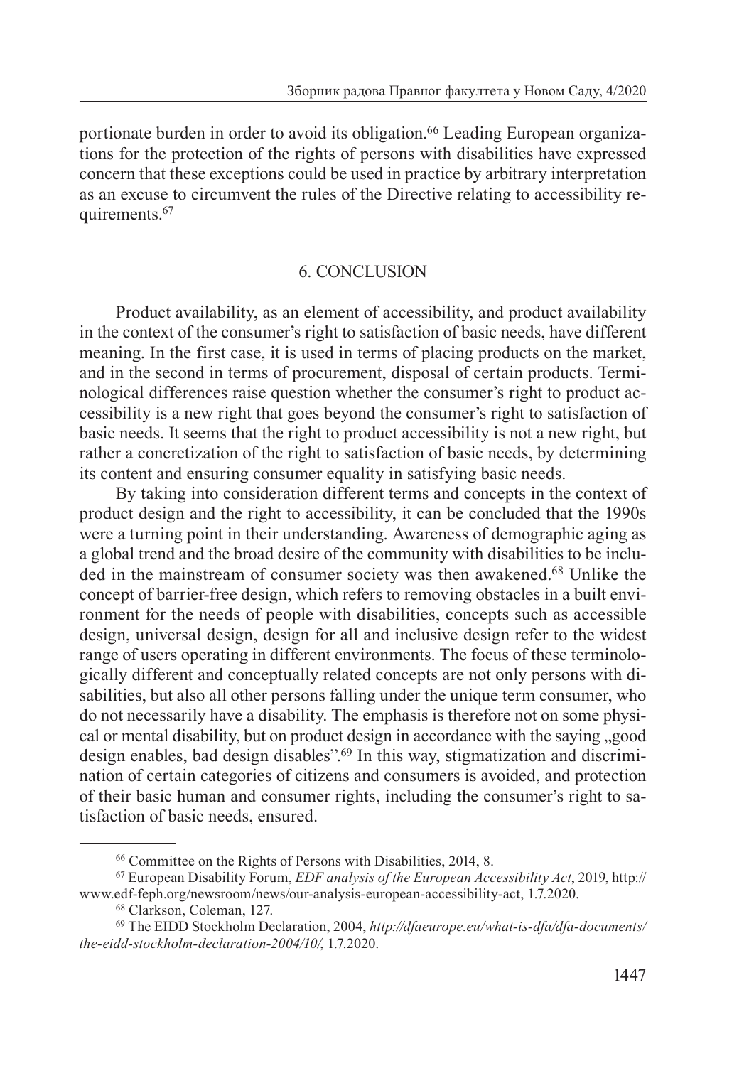portionate burden in order to avoid its obligation.[66] Leading European organizations for the protection of the rights of persons with disabilities have expressed concern that these exceptions could be used in practice by arbitrary interpretation as an excuse to circumvent the rules of the Directive relating to accessibility requirements.[67]

## 6. CONCLUSION

Product availability, as an element of accessibility, and product availability in the context of the consumer's right to satisfaction of basic needs, have different meaning. In the first case, it is used in terms of placing products on the market, and in the second in terms of procurement, disposal of certain products. Terminological differences raise question whether the consumer's right to product accessibility is a new right that goes beyond the consumer's right to satisfaction of basic needs. It seems that the right to product accessibility is not a new right, but rather a concretization of the right to satisfaction of basic needs, by determining its content and ensuring consumer equality in satisfying basic needs.

By taking into consideration different terms and concepts in the context of product design and the right to accessibility, it can be concluded that the 1990s were a turning point in their understanding. Awareness of demographic aging as a global trend and the broad desire of the community with disabilities to be included in the mainstream of consumer society was then awakened.[68] Unlike the concept of barrier-free design, which refers to removing obstacles in a built environment for the needs of people with disabilities, concepts such as accessible design, universal design, design for all and inclusive design refer to the widest range of users operating in different environments. The focus of these terminologically different and conceptually related concepts are not only persons with disabilities, but also all other persons falling under the unique term consumer, who do not necessarily have a disability. The emphasis is therefore not on some physical or mental disability, but on product design in accordance with the saying „good design enables, bad design disables".[69] In this way, stigmatization and discrimination of certain categories of citizens and consumers is avoided, and protection of their basic human and consumer rights, including the consumer's right to satisfaction of basic needs, ensured.

---

[66] Committee on the Rights of Persons with Disabilities, 2014, 8.

[67] European Disability Forum, *EDF analysis of the European Accessibility Act*, 2019, http://www.edf-feph.org/newsroom/news/our-analysis-european-accessibility-act, 1.7.2020.

[68] Clarkson, Coleman, 127.

[69] The EIDD Stockholm Declaration, 2004, *http://dfaeurope.eu/what-is-dfa/dfa-documents/the-eidd-stockholm-declaration-2004/10/*, 1.7.2020.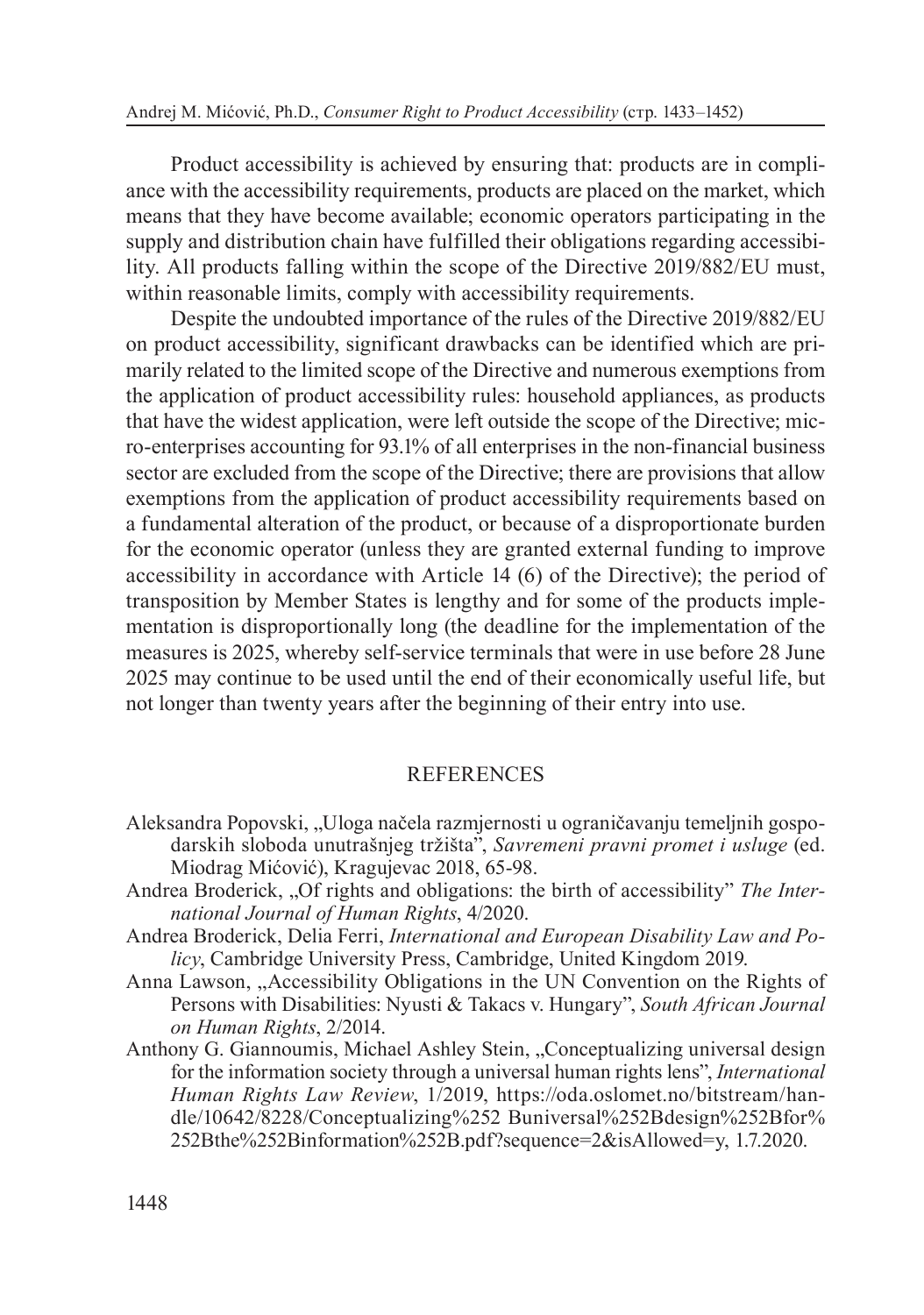Product accessibility is achieved by ensuring that: products are in compliance with the accessibility requirements, products are placed on the market, which means that they have become available; economic operators participating in the supply and distribution chain have fulfilled their obligations regarding accessibility. All products falling within the scope of the Directive 2019/882/EU must, within reasonable limits, comply with accessibility requirements.

Despite the undoubted importance of the rules of the Directive 2019/882/EU on product accessibility, significant drawbacks can be identified which are primarily related to the limited scope of the Directive and numerous exemptions from the application of product accessibility rules: household appliances, as products that have the widest application, were left outside the scope of the Directive; micro-enterprises accounting for 93.1% of all enterprises in the non-financial business sector are excluded from the scope of the Directive; there are provisions that allow exemptions from the application of product accessibility requirements based on a fundamental alteration of the product, or because of a disproportionate burden for the economic operator (unless they are granted external funding to improve accessibility in accordance with Article 14 (6) of the Directive); the period of transposition by Member States is lengthy and for some of the products implementation is disproportionally long (the deadline for the implementation of the measures is 2025, whereby self-service terminals that were in use before 28 June 2025 may continue to be used until the end of their economically useful life, but not longer than twenty years after the beginning of their entry into use.

## REFERENCES

Aleksandra Popovski, „Uloga načela razmjernosti u ograničavanju temeljnih gospodarskih sloboda unutrašnjeg tržišta", *Savremeni pravni promet i usluge* (ed. Miodrag Mićović), Kragujevac 2018, 65-98.

Andrea Broderick, „Of rights and obligations: the birth of accessibility" *The International Journal of Human Rights*, 4/2020.

Andrea Broderick, Delia Ferri, *International and European Disability Law and Policy*, Cambridge University Press, Cambridge, United Kingdom 2019.

Anna Lawson, „Accessibility Obligations in the UN Convention on the Rights of Persons with Disabilities: Nyusti & Takacs v. Hungary", *South African Journal on Human Rights*, 2/2014.

Anthony G. Giannoumis, Michael Ashley Stein, „Conceptualizing universal design for the information society through a universal human rights lens", *International Human Rights Law Review*, 1/2019, https://oda.oslomet.no/bitstream/handle/10642/8228/Conceptualizing%252 Buniversal%252Bdesign%252Bfor%252Bthe%252Binformation%252B.pdf?sequence=2&isAllowed=y, 1.7.2020.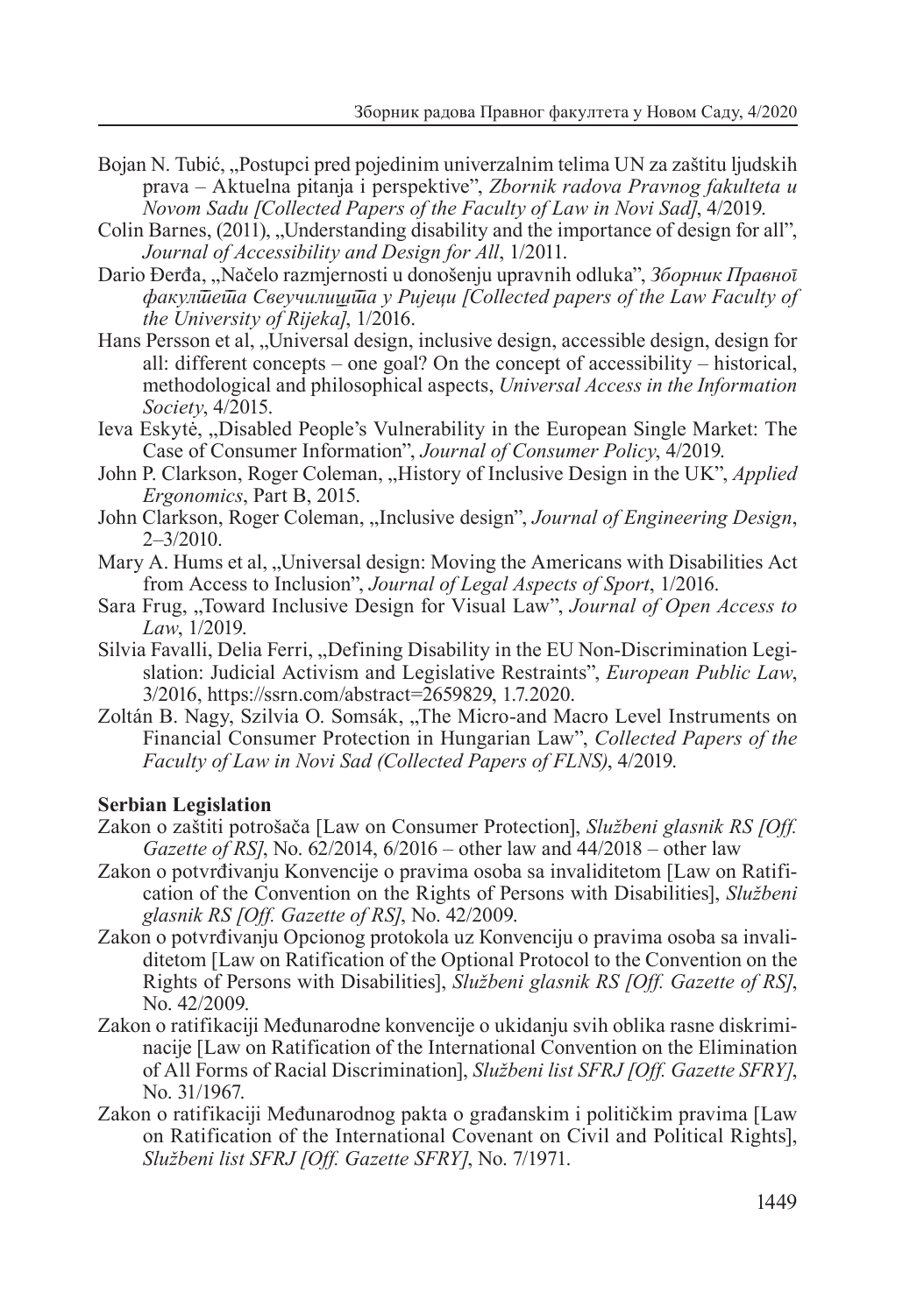Bojan N. Tubić, „Postupci pred pojedinim univerzalnim telima UN za zaštitu ljudskih prava – Aktuelna pitanja i perspektive", *Zbornik radova Pravnog fakulteta u Novom Sadu [Collected Papers of the Faculty of Law in Novi Sad]*, 4/2019.

Colin Barnes, (2011), „Understanding disability and the importance of design for all", *Journal of Accessibility and Design for All*, 1/2011.

Dario Đerđa, „Načelo razmjernosti u donošenju upravnih odluka", *Зборник Правног факултета Свеучилишта у Ријеци [Collected papers of the Law Faculty of the University of Rijeka]*, 1/2016.

Hans Persson et al, „Universal design, inclusive design, accessible design, design for all: different concepts – one goal? On the concept of accessibility – historical, methodological and philosophical aspects, *Universal Access in the Information Society*, 4/2015.

Ieva Eskytė, „Disabled People's Vulnerability in the European Single Market: The Case of Consumer Information", *Journal of Consumer Policy*, 4/2019.

John P. Clarkson, Roger Coleman, „History of Inclusive Design in the UK", *Applied Ergonomics*, Part B, 2015.

John Clarkson, Roger Coleman, „Inclusive design", *Journal of Engineering Design*, 2–3/2010.

Mary A. Hums et al, „Universal design: Moving the Americans with Disabilities Act from Access to Inclusion", *Journal of Legal Aspects of Sport*, 1/2016.

Sara Frug, „Toward Inclusive Design for Visual Law", *Journal of Open Access to Law*, 1/2019.

Silvia Favalli, Delia Ferri, „Defining Disability in the EU Non-Discrimination Legislation: Judicial Activism and Legislative Restraints", *European Public Law*, 3/2016, https://ssrn.com/abstract=2659829, 1.7.2020.

Zoltán B. Nagy, Szilvia O. Somsák, „The Micro-and Macro Level Instruments on Financial Consumer Protection in Hungarian Law", *Collected Papers of the Faculty of Law in Novi Sad (Collected Papers of FLNS)*, 4/2019.

**Serbian Legislation**

Zakon o zaštiti potrošača [Law on Consumer Protection], *Službeni glasnik RS [Off. Gazette of RS]*, No. 62/2014, 6/2016 – other law and 44/2018 – other law

Zakon o potvrđivanju Konvencije o pravima osoba sa invaliditetom [Law on Ratification of the Convention on the Rights of Persons with Disabilities], *Službeni glasnik RS [Off. Gazette of RS]*, No. 42/2009.

Zakon o potvrđivanju Opcionog protokola uz Konvenciju o pravima osoba sa invaliditetom [Law on Ratification of the Optional Protocol to the Convention on the Rights of Persons with Disabilities], *Službeni glasnik RS [Off. Gazette of RS]*, No. 42/2009.

Zakon o ratifikaciji Međunarodne konvencije o ukidanju svih oblika rasne diskriminacije [Law on Ratification of the International Convention on the Elimination of All Forms of Racial Discrimination], *Službeni list SFRJ [Off. Gazette SFRY]*, No. 31/1967.

Zakon o ratifikaciji Međunarodnog pakta o građanskim i političkim pravima [Law on Ratification of the International Covenant on Civil and Political Rights], *Službeni list SFRJ [Off. Gazette SFRY]*, No. 7/1971.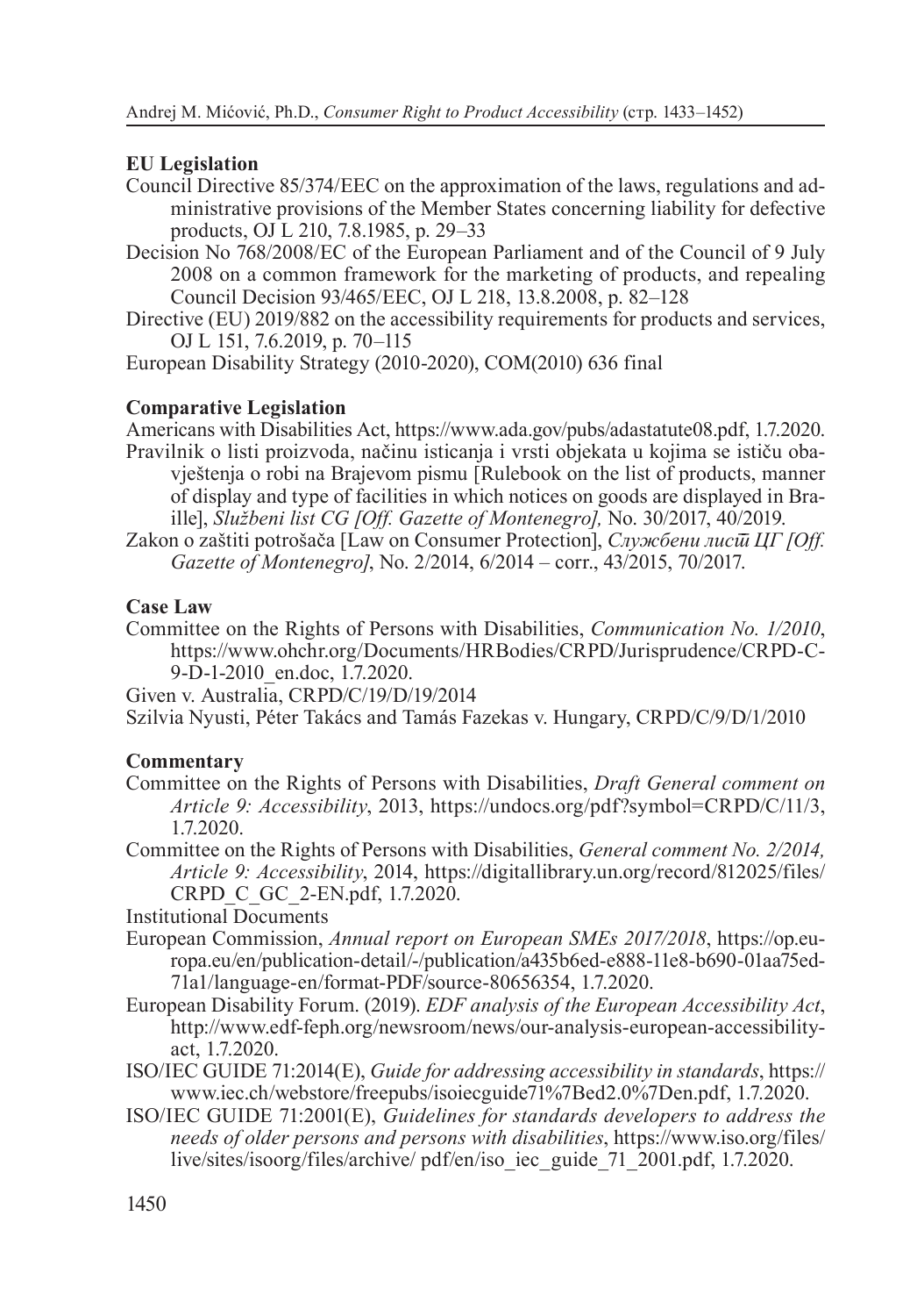**EU Legislation**

Council Directive 85/374/EEC on the approximation of the laws, regulations and administrative provisions of the Member States concerning liability for defective products, OJ L 210, 7.8.1985, p. 29–33

Decision No 768/2008/EC of the European Parliament and of the Council of 9 July 2008 on a common framework for the marketing of products, and repealing Council Decision 93/465/EEC, OJ L 218, 13.8.2008, p. 82–128

Directive (EU) 2019/882 on the accessibility requirements for products and services, OJ L 151, 7.6.2019, p. 70–115

European Disability Strategy (2010-2020), COM(2010) 636 final

**Comparative Legislation**

Americans with Disabilities Act, https://www.ada.gov/pubs/adastatute08.pdf, 1.7.2020.

Pravilnik o listi proizvoda, načinu isticanja i vrsti objekata u kojima se ističu obavještenja o robi na Brajevom pismu [Rulebook on the list of products, manner of display and type of facilities in which notices on goods are displayed in Braille], *Službeni list CG [Off. Gazette of Montenegro],* No. 30/2017, 40/2019.

Zakon o zaštiti potrošača [Law on Consumer Protection], *Службени лист ЦГ [Off. Gazette of Montenegro]*, No. 2/2014, 6/2014 – corr., 43/2015, 70/2017.

**Case Law**

Committee on the Rights of Persons with Disabilities, *Communication No. 1/2010*, https://www.ohchr.org/Documents/HRBodies/CRPD/Jurisprudence/CRPD-C-9-D-1-2010_en.doc, 1.7.2020.

Given v. Australia, CRPD/C/19/D/19/2014

Szilvia Nyusti, Péter Takács and Tamás Fazekas v. Hungary, CRPD/C/9/D/1/2010

**Commentary**

Committee on the Rights of Persons with Disabilities, *Draft General comment on Article 9: Accessibility*, 2013, https://undocs.org/pdf?symbol=CRPD/C/11/3, 1.7.2020.

Committee on the Rights of Persons with Disabilities, *General comment No. 2/2014, Article 9: Accessibility*, 2014, https://digitallibrary.un.org/record/812025/files/CRPD_C_GC_2-EN.pdf, 1.7.2020.

Institutional Documents

European Commission, *Annual report on European SMEs 2017/2018*, https://op.europa.eu/en/publication-detail/-/publication/a435b6ed-e888-11e8-b690-01aa75ed71a1/language-en/format-PDF/source-80656354, 1.7.2020.

European Disability Forum. (2019). *EDF analysis of the European Accessibility Act*, http://www.edf-feph.org/newsroom/news/our-analysis-european-accessibility-act, 1.7.2020.

ISO/IEC GUIDE 71:2014(E), *Guide for addressing accessibility in standards*, https://www.iec.ch/webstore/freepubs/isoiecguide71%7Bed2.0%7Den.pdf, 1.7.2020.

ISO/IEC GUIDE 71:2001(E), *Guidelines for standards developers to address the needs of older persons and persons with disabilities*, https://www.iso.org/files/live/sites/isoorg/files/archive/ pdf/en/iso_iec_guide_71_2001.pdf, 1.7.2020.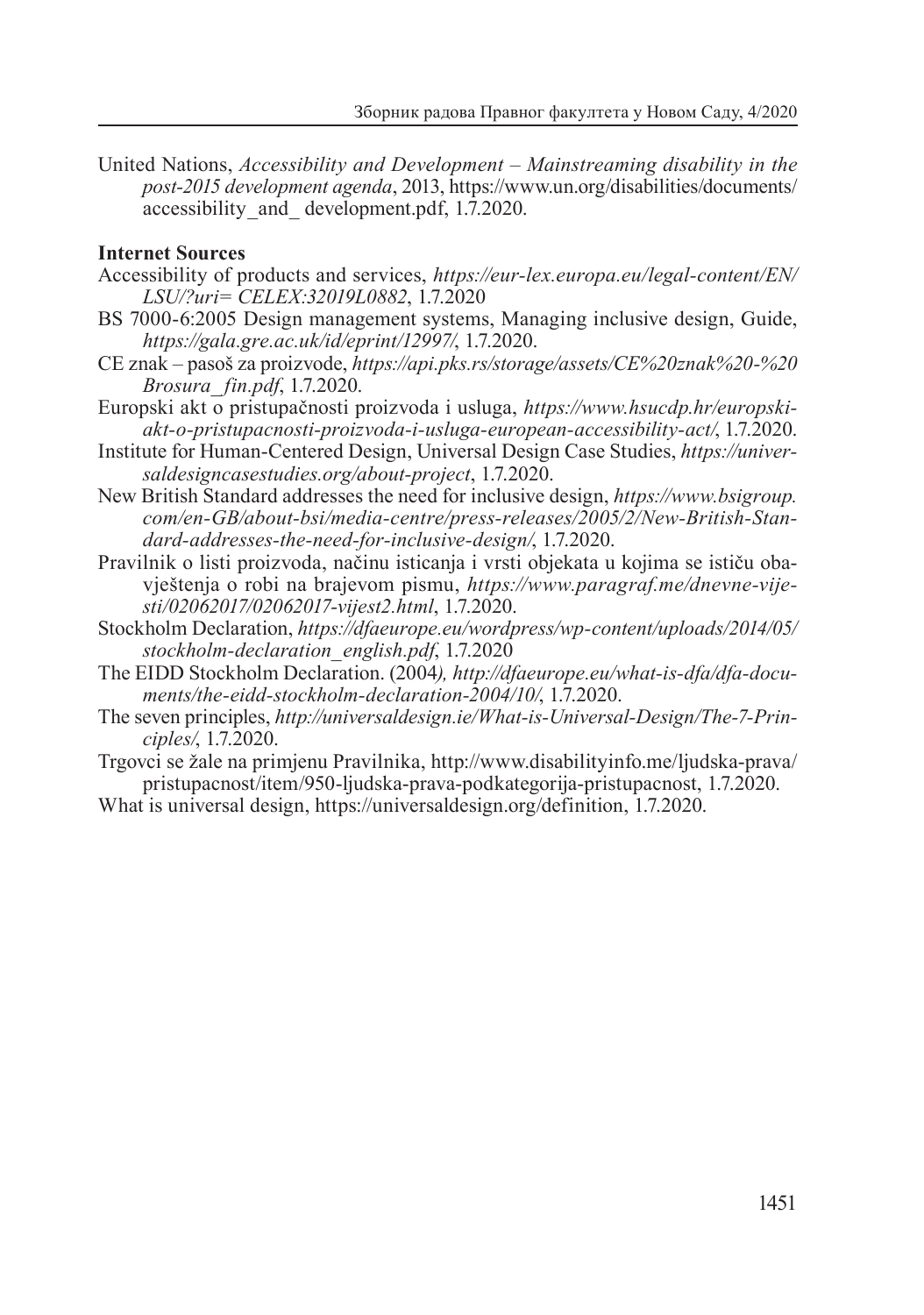United Nations, *Accessibility and Development – Mainstreaming disability in the post-2015 development agenda*, 2013, https://www.un.org/disabilities/documents/accessibility_and_ development.pdf, 1.7.2020.

**Internet Sources**

Accessibility of products and services, *https://eur-lex.europa.eu/legal-content/EN/LSU/?uri= CELEX:32019L0882*, 1.7.2020

BS 7000-6:2005 Design management systems, Managing inclusive design, Guide, *https://gala.gre.ac.uk/id/eprint/12997/*, 1.7.2020.

CE znak – pasoš za proizvode, *https://api.pks.rs/storage/assets/CE%20znak%20-%20Brosura_fin.pdf*, 1.7.2020.

Europski akt o pristupačnosti proizvoda i usluga, *https://www.hsucdp.hr/europski-akt-o-pristupacnosti-proizvoda-i-usluga-european-accessibility-act/*, 1.7.2020.

Institute for Human-Centered Design, Universal Design Case Studies, *https://universaldesigncasestudies.org/about-project*, 1.7.2020.

New British Standard addresses the need for inclusive design, *https://www.bsigroup.com/en-GB/about-bsi/media-centre/press-releases/2005/2/New-British-Standard-addresses-the-need-for-inclusive-design/*, 1.7.2020.

Pravilnik o listi proizvoda, načinu isticanja i vrsti objekata u kojima se ističu obavještenja o robi na brajevom pismu, *https://www.paragraf.me/dnevne-vijesti/02062017/02062017-vijest2.html*, 1.7.2020.

Stockholm Declaration, *https://dfaeurope.eu/wordpress/wp-content/uploads/2014/05/stockholm-declaration_english.pdf*, 1.7.2020

The EIDD Stockholm Declaration. (2004*), http://dfaeurope.eu/what-is-dfa/dfa-documents/the-eidd-stockholm-declaration-2004/10/*, 1.7.2020.

The seven principles, *http://universaldesign.ie/What-is-Universal-Design/The-7-Principles/*, 1.7.2020.

Trgovci se žale na primjenu Pravilnika, http://www.disabilityinfo.me/ljudska-prava/pristupacnost/item/950-ljudska-prava-podkategorija-pristupacnost, 1.7.2020.

What is universal design, https://universaldesign.org/definition, 1.7.2020.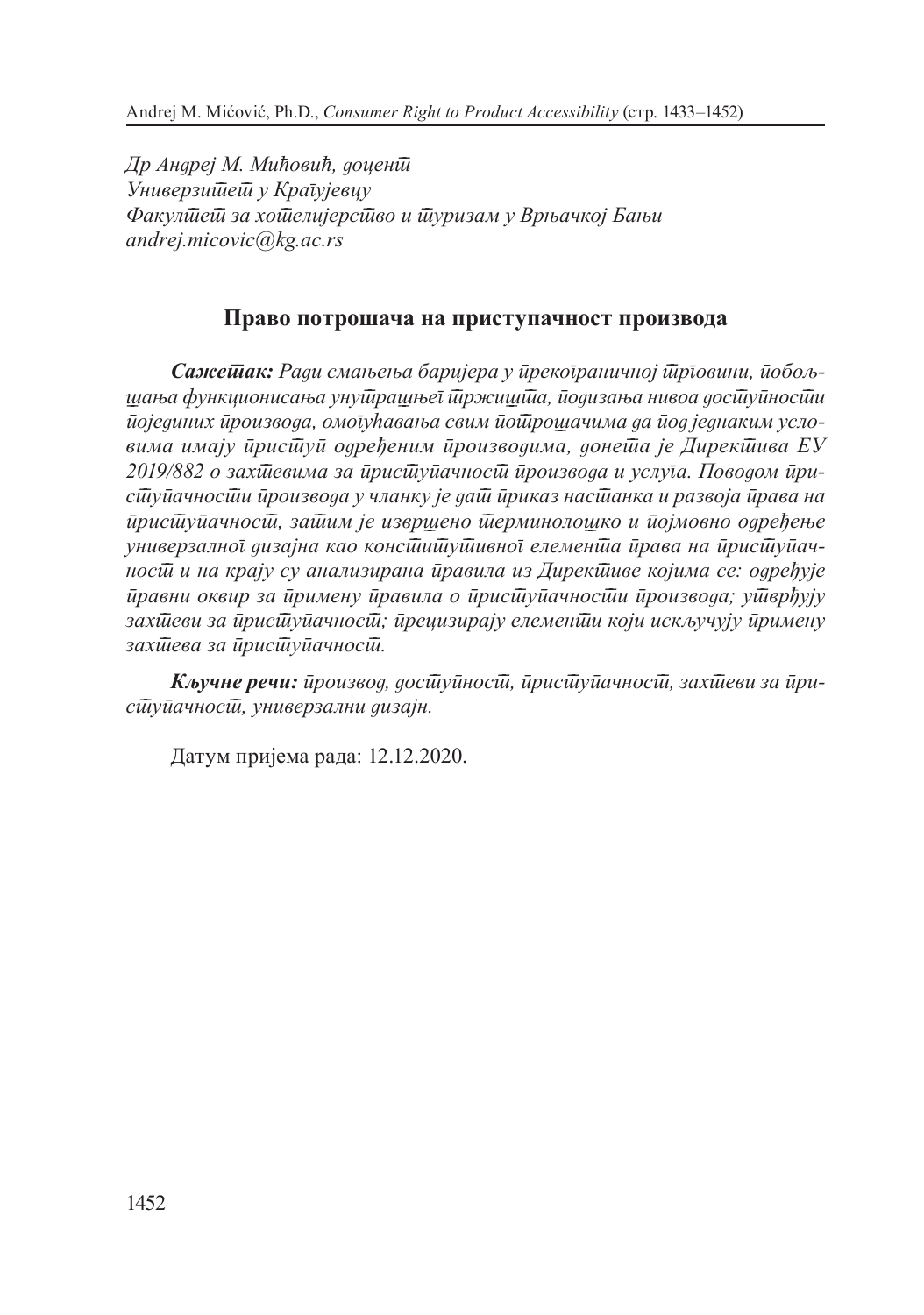*Др Андреј М. Мићовић, доцент*
*Универзитет у Крагујевцу*
*Факултет за хотелијерство и туризам у Врњачкој Бањи*
*andrej.micovic@kg.ac.rs*

## Право потрошача на приступачност производа

***Сажетак:*** *Ради смањења баријера у прекограничној трговини, побољшања функционисања унутрашњег тржишта, подизања нивоа доступности појединих производа, омогућавања свим потрошачима да под једнаким условима имају приступ одређеним производима, донета је Директива ЕУ 2019/882 о захтевима за приступачност производа и услуга. Поводом приступачности производа у чланку је дат приказ настанка и развоја права на приступачност, затим је извршено терминолошко и појмовно одређење универзалног дизајна као конститутивног елемента права на приступачност и на крају су анализирана правила из Директиве којима се: одређује правни оквир за примену правила о приступачности производа; утврђују захтеви за приступачност; прецизирају елементи који искључују примену захтева за приступачност.*

***Кључне речи:*** *производ, доступност, приступачност, захтеви за приступачност, универзални дизајн.*

Датум пријема рада: 12.12.2020.